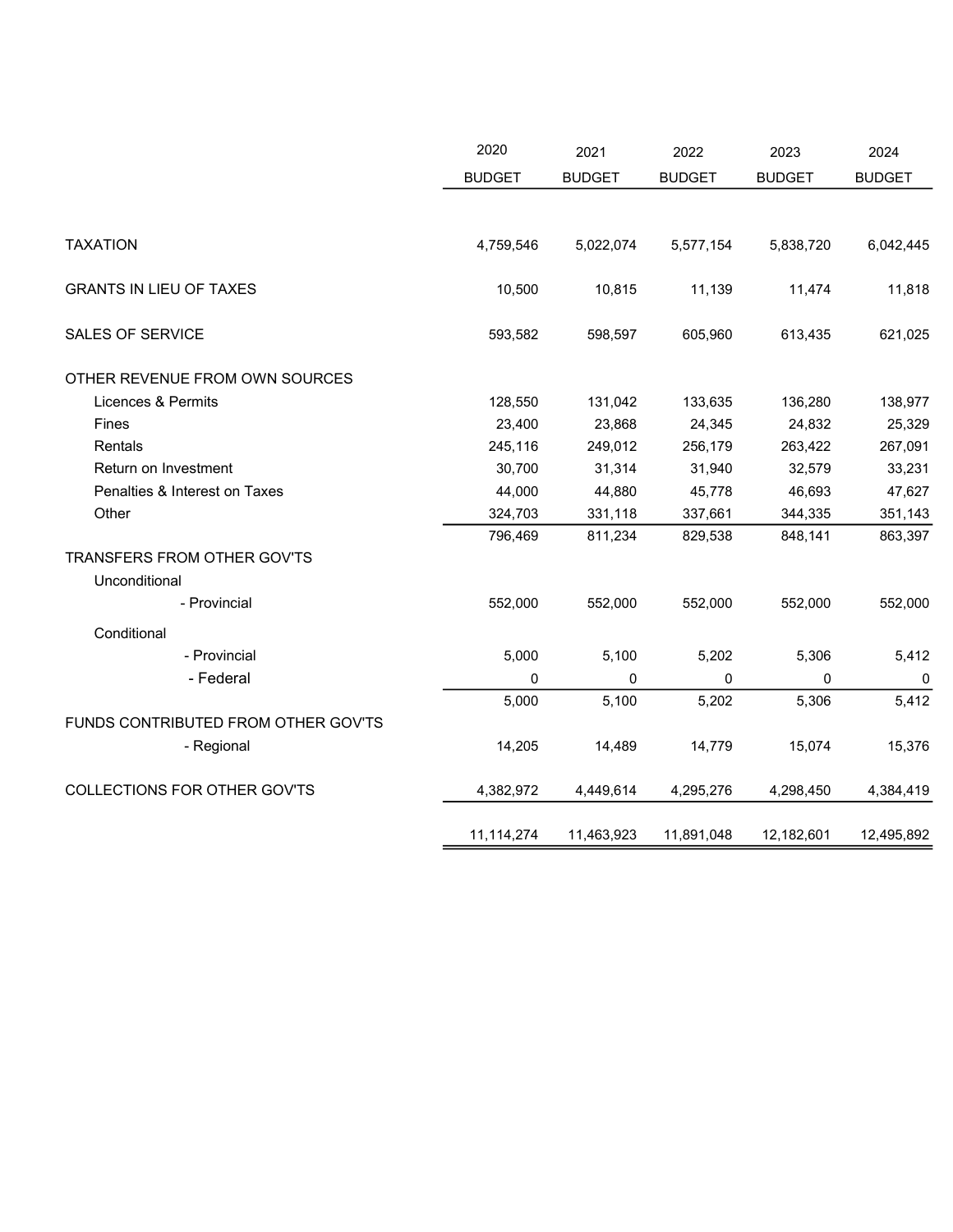| | 2020<br>BUDGET | 2021<br>BUDGET | 2022<br>BUDGET | 2023<br>BUDGET | 2024<br>BUDGET |
|---|---|---|---|---|---|
| TAXATION | 4,759,546 | 5,022,074 | 5,577,154 | 5,838,720 | 6,042,445 |
| GRANTS IN LIEU OF TAXES | 10,500 | 10,815 | 11,139 | 11,474 | 11,818 |
| SALES OF SERVICE | 593,582 | 598,597 | 605,960 | 613,435 | 621,025 |
| OTHER REVENUE FROM OWN SOURCES | | | | | |
| Licences & Permits | 128,550 | 131,042 | 133,635 | 136,280 | 138,977 |
| Fines | 23,400 | 23,868 | 24,345 | 24,832 | 25,329 |
| Rentals | 245,116 | 249,012 | 256,179 | 263,422 | 267,091 |
| Return on Investment | 30,700 | 31,314 | 31,940 | 32,579 | 33,231 |
| Penalties & Interest on Taxes | 44,000 | 44,880 | 45,778 | 46,693 | 47,627 |
| Other | 324,703 | 331,118 | 337,661 | 344,335 | 351,143 |
| | 796,469 | 811,234 | 829,538 | 848,141 | 863,397 |
| TRANSFERS FROM OTHER GOV'TS | | | | | |
| Unconditional | | | | | |
| - Provincial | 552,000 | 552,000 | 552,000 | 552,000 | 552,000 |
| Conditional | | | | | |
| - Provincial | 5,000 | 5,100 | 5,202 | 5,306 | 5,412 |
| - Federal | 0 | 0 | 0 | 0 | 0 |
| | 5,000 | 5,100 | 5,202 | 5,306 | 5,412 |
| FUNDS CONTRIBUTED FROM OTHER GOV'TS | | | | | |
| - Regional | 14,205 | 14,489 | 14,779 | 15,074 | 15,376 |
| COLLECTIONS FOR OTHER GOV'TS | 4,382,972 | 4,449,614 | 4,295,276 | 4,298,450 | 4,384,419 |
| | 11,114,274 | 11,463,923 | 11,891,048 | 12,182,601 | 12,495,892 |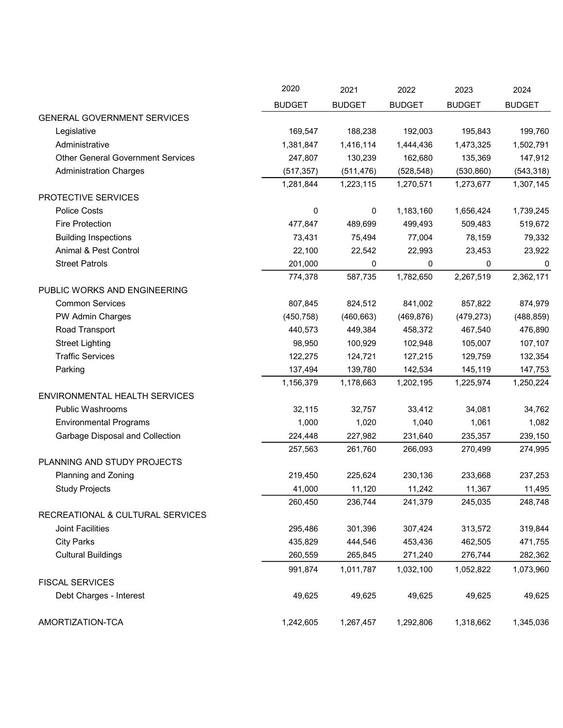| | 2020 BUDGET | 2021 BUDGET | 2022 BUDGET | 2023 BUDGET | 2024 BUDGET |
|---|---|---|---|---|---|
| GENERAL GOVERNMENT SERVICES | | | | | |
| Legislative | 169,547 | 188,238 | 192,003 | 195,843 | 199,760 |
| Administrative | 1,381,847 | 1,416,114 | 1,444,436 | 1,473,325 | 1,502,791 |
| Other General Government Services | 247,807 | 130,239 | 162,680 | 135,369 | 147,912 |
| Administration Charges | (517,357) | (511,476) | (528,548) | (530,860) | (543,318) |
| | 1,281,844 | 1,223,115 | 1,270,571 | 1,273,677 | 1,307,145 |
| PROTECTIVE SERVICES | | | | | |
| Police Costs | 0 | 0 | 1,183,160 | 1,656,424 | 1,739,245 |
| Fire Protection | 477,847 | 489,699 | 499,493 | 509,483 | 519,672 |
| Building Inspections | 73,431 | 75,494 | 77,004 | 78,159 | 79,332 |
| Animal & Pest Control | 22,100 | 22,542 | 22,993 | 23,453 | 23,922 |
| Street Patrols | 201,000 | 0 | 0 | 0 | 0 |
| | 774,378 | 587,735 | 1,782,650 | 2,267,519 | 2,362,171 |
| PUBLIC WORKS AND ENGINEERING | | | | | |
| Common Services | 807,845 | 824,512 | 841,002 | 857,822 | 874,979 |
| PW Admin Charges | (450,758) | (460,663) | (469,876) | (479,273) | (488,859) |
| Road Transport | 440,573 | 449,384 | 458,372 | 467,540 | 476,890 |
| Street Lighting | 98,950 | 100,929 | 102,948 | 105,007 | 107,107 |
| Traffic Services | 122,275 | 124,721 | 127,215 | 129,759 | 132,354 |
| Parking | 137,494 | 139,780 | 142,534 | 145,119 | 147,753 |
| | 1,156,379 | 1,178,663 | 1,202,195 | 1,225,974 | 1,250,224 |
| ENVIRONMENTAL HEALTH SERVICES | | | | | |
| Public Washrooms | 32,115 | 32,757 | 33,412 | 34,081 | 34,762 |
| Environmental Programs | 1,000 | 1,020 | 1,040 | 1,061 | 1,082 |
| Garbage Disposal and Collection | 224,448 | 227,982 | 231,640 | 235,357 | 239,150 |
| | 257,563 | 261,760 | 266,093 | 270,499 | 274,995 |
| PLANNING AND STUDY PROJECTS | | | | | |
| Planning and Zoning | 219,450 | 225,624 | 230,136 | 233,668 | 237,253 |
| Study Projects | 41,000 | 11,120 | 11,242 | 11,367 | 11,495 |
| | 260,450 | 236,744 | 241,379 | 245,035 | 248,748 |
| RECREATIONAL & CULTURAL SERVICES | | | | | |
| Joint Facilities | 295,486 | 301,396 | 307,424 | 313,572 | 319,844 |
| City Parks | 435,829 | 444,546 | 453,436 | 462,505 | 471,755 |
| Cultural Buildings | 260,559 | 265,845 | 271,240 | 276,744 | 282,362 |
| | 991,874 | 1,011,787 | 1,032,100 | 1,052,822 | 1,073,960 |
| FISCAL SERVICES | | | | | |
| Debt Charges - Interest | 49,625 | 49,625 | 49,625 | 49,625 | 49,625 |
| AMORTIZATION-TCA | 1,242,605 | 1,267,457 | 1,292,806 | 1,318,662 | 1,345,036 |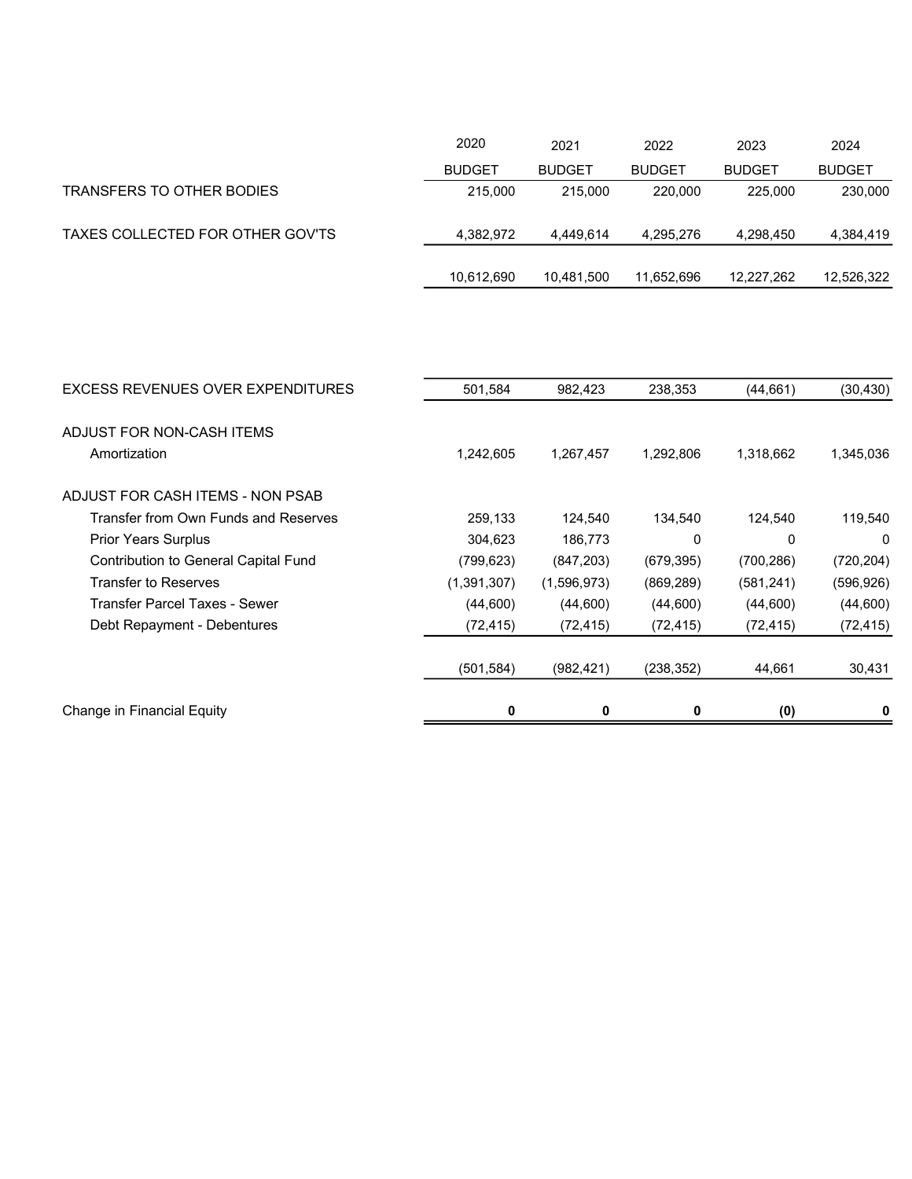| | 2020 BUDGET | 2021 BUDGET | 2022 BUDGET | 2023 BUDGET | 2024 BUDGET |
|---|---|---|---|---|---|
| TRANSFERS TO OTHER BODIES | 215,000 | 215,000 | 220,000 | 225,000 | 230,000 |
| TAXES COLLECTED FOR OTHER GOV'TS | 4,382,972 | 4,449,614 | 4,295,276 | 4,298,450 | 4,384,419 |
| | 10,612,690 | 10,481,500 | 11,652,696 | 12,227,262 | 12,526,322 |
| | | | | | |
| EXCESS REVENUES OVER EXPENDITURES | 501,584 | 982,423 | 238,353 | (44,661) | (30,430) |
| | | | | | |
| ADJUST FOR NON-CASH ITEMS | | | | | |
| Amortization | 1,242,605 | 1,267,457 | 1,292,806 | 1,318,662 | 1,345,036 |
| | | | | | |
| ADJUST FOR CASH ITEMS - NON PSAB | | | | | |
| Transfer from Own Funds and Reserves | 259,133 | 124,540 | 134,540 | 124,540 | 119,540 |
| Prior Years Surplus | 304,623 | 186,773 | 0 | 0 | 0 |
| Contribution to General Capital Fund | (799,623) | (847,203) | (679,395) | (700,286) | (720,204) |
| Transfer to Reserves | (1,391,307) | (1,596,973) | (869,289) | (581,241) | (596,926) |
| Transfer Parcel Taxes - Sewer | (44,600) | (44,600) | (44,600) | (44,600) | (44,600) |
| Debt Repayment - Debentures | (72,415) | (72,415) | (72,415) | (72,415) | (72,415) |
| | (501,584) | (982,421) | (238,352) | 44,661 | 30,431 |
| | | | | | |
| Change in Financial Equity | **0** | **0** | **0** | **(0)** | **0** |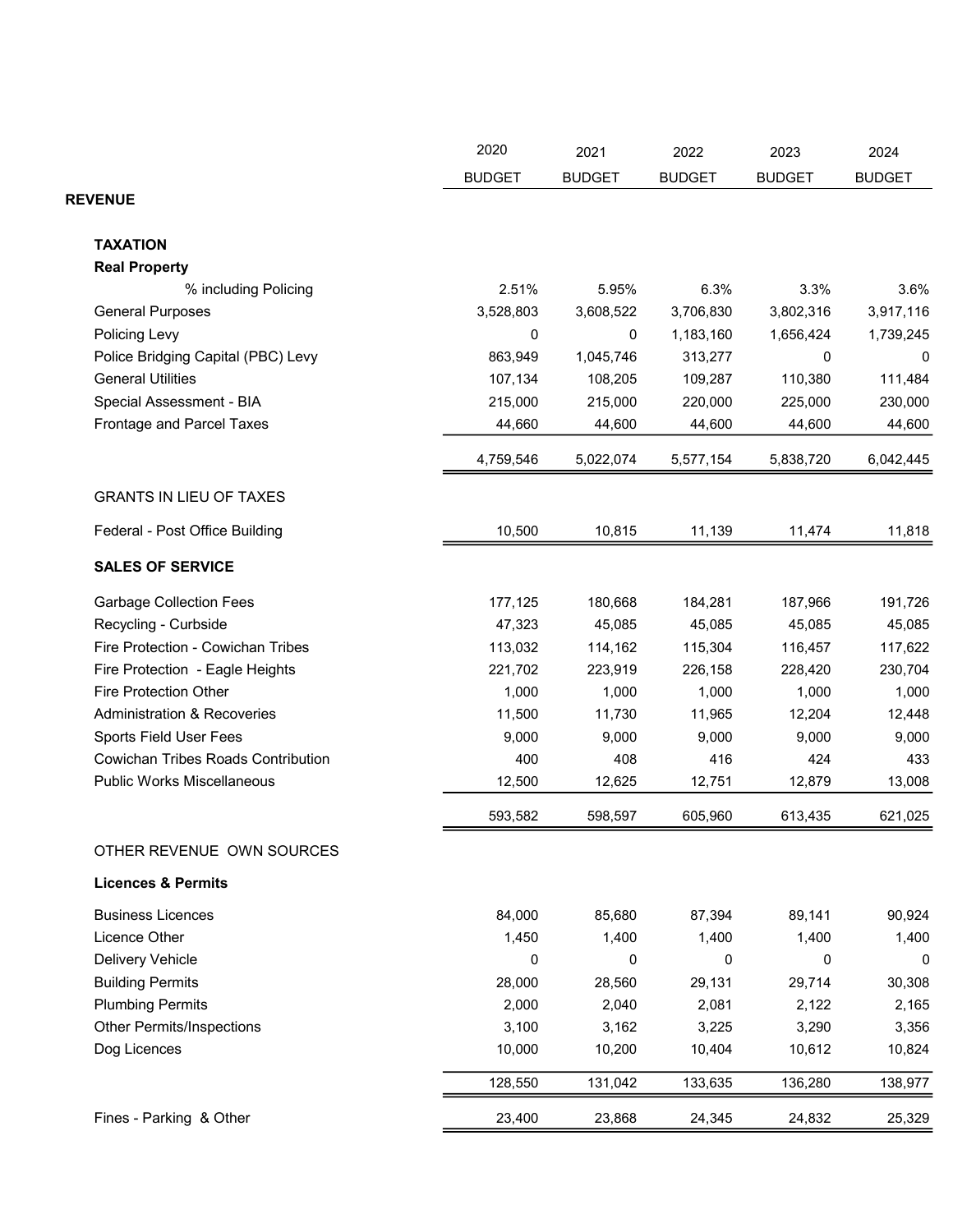| | 2020 BUDGET | 2021 BUDGET | 2022 BUDGET | 2023 BUDGET | 2024 BUDGET |
|---|---|---|---|---|---|
| **REVENUE** | | | | | |
| **TAXATION** | | | | | |
| **Real Property** | | | | | |
| % including Policing | 2.51% | 5.95% | 6.3% | 3.3% | 3.6% |
| General Purposes | 3,528,803 | 3,608,522 | 3,706,830 | 3,802,316 | 3,917,116 |
| Policing Levy | 0 | 0 | 1,183,160 | 1,656,424 | 1,739,245 |
| Police Bridging Capital (PBC) Levy | 863,949 | 1,045,746 | 313,277 | 0 | 0 |
| General Utilities | 107,134 | 108,205 | 109,287 | 110,380 | 111,484 |
| Special Assessment - BIA | 215,000 | 215,000 | 220,000 | 225,000 | 230,000 |
| Frontage and Parcel Taxes | 44,660 | 44,600 | 44,600 | 44,600 | 44,600 |
| | 4,759,546 | 5,022,074 | 5,577,154 | 5,838,720 | 6,042,445 |
| GRANTS IN LIEU OF TAXES | | | | | |
| Federal - Post Office Building | 10,500 | 10,815 | 11,139 | 11,474 | 11,818 |
| **SALES OF SERVICE** | | | | | |
| Garbage Collection Fees | 177,125 | 180,668 | 184,281 | 187,966 | 191,726 |
| Recycling - Curbside | 47,323 | 45,085 | 45,085 | 45,085 | 45,085 |
| Fire Protection - Cowichan Tribes | 113,032 | 114,162 | 115,304 | 116,457 | 117,622 |
| Fire Protection - Eagle Heights | 221,702 | 223,919 | 226,158 | 228,420 | 230,704 |
| Fire Protection Other | 1,000 | 1,000 | 1,000 | 1,000 | 1,000 |
| Administration & Recoveries | 11,500 | 11,730 | 11,965 | 12,204 | 12,448 |
| Sports Field User Fees | 9,000 | 9,000 | 9,000 | 9,000 | 9,000 |
| Cowichan Tribes Roads Contribution | 400 | 408 | 416 | 424 | 433 |
| Public Works Miscellaneous | 12,500 | 12,625 | 12,751 | 12,879 | 13,008 |
| | 593,582 | 598,597 | 605,960 | 613,435 | 621,025 |
| OTHER REVENUE OWN SOURCES | | | | | |
| **Licences & Permits** | | | | | |
| Business Licences | 84,000 | 85,680 | 87,394 | 89,141 | 90,924 |
| Licence Other | 1,450 | 1,400 | 1,400 | 1,400 | 1,400 |
| Delivery Vehicle | 0 | 0 | 0 | 0 | 0 |
| Building Permits | 28,000 | 28,560 | 29,131 | 29,714 | 30,308 |
| Plumbing Permits | 2,000 | 2,040 | 2,081 | 2,122 | 2,165 |
| Other Permits/Inspections | 3,100 | 3,162 | 3,225 | 3,290 | 3,356 |
| Dog Licences | 10,000 | 10,200 | 10,404 | 10,612 | 10,824 |
| | 128,550 | 131,042 | 133,635 | 136,280 | 138,977 |
| Fines - Parking & Other | 23,400 | 23,868 | 24,345 | 24,832 | 25,329 |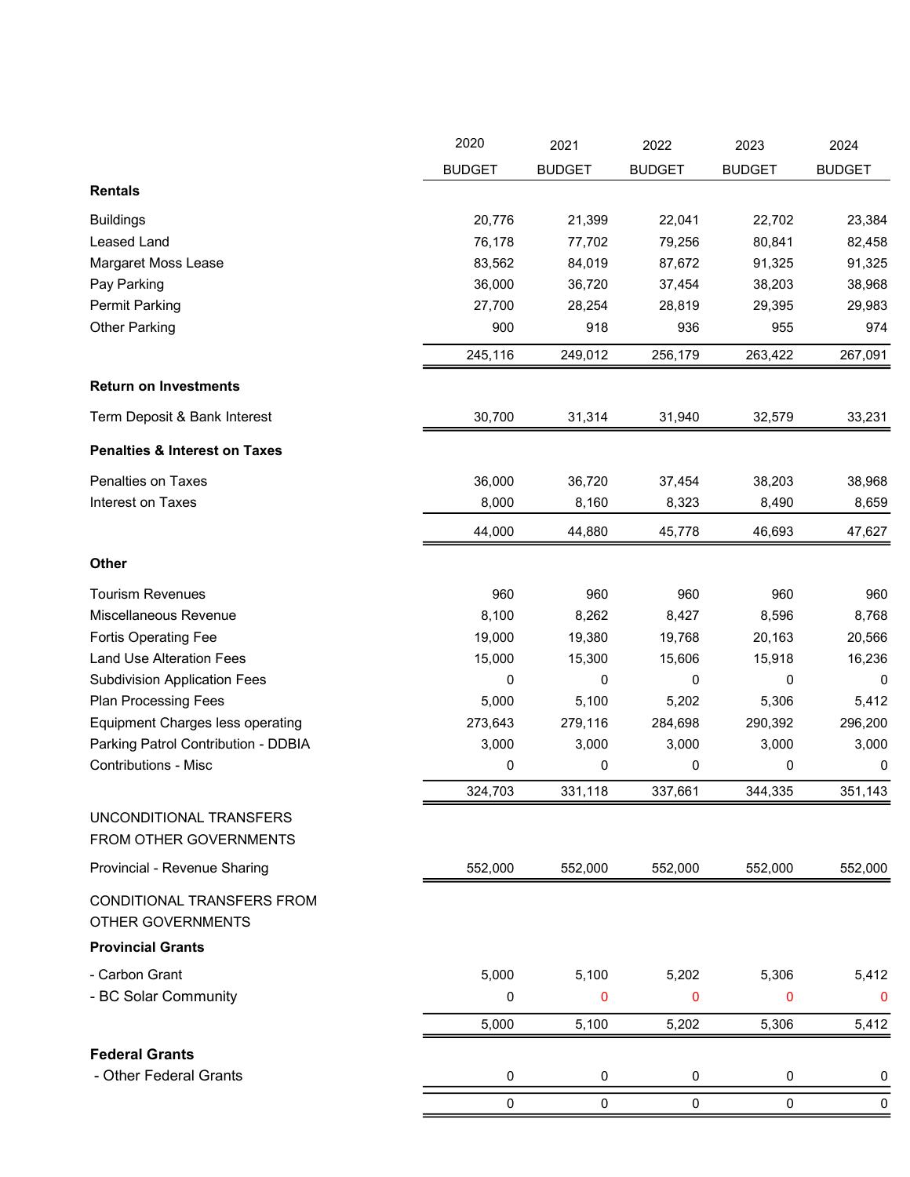| | 2020 BUDGET | 2021 BUDGET | 2022 BUDGET | 2023 BUDGET | 2024 BUDGET |
|---|---|---|---|---|---|
| **Rentals** | | | | | |
| Buildings | 20,776 | 21,399 | 22,041 | 22,702 | 23,384 |
| Leased Land | 76,178 | 77,702 | 79,256 | 80,841 | 82,458 |
| Margaret Moss Lease | 83,562 | 84,019 | 87,672 | 91,325 | 91,325 |
| Pay Parking | 36,000 | 36,720 | 37,454 | 38,203 | 38,968 |
| Permit Parking | 27,700 | 28,254 | 28,819 | 29,395 | 29,983 |
| Other Parking | 900 | 918 | 936 | 955 | 974 |
| | 245,116 | 249,012 | 256,179 | 263,422 | 267,091 |
| **Return on Investments** | | | | | |
| Term Deposit & Bank Interest | 30,700 | 31,314 | 31,940 | 32,579 | 33,231 |
| **Penalties & Interest on Taxes** | | | | | |
| Penalties on Taxes | 36,000 | 36,720 | 37,454 | 38,203 | 38,968 |
| Interest on Taxes | 8,000 | 8,160 | 8,323 | 8,490 | 8,659 |
| | 44,000 | 44,880 | 45,778 | 46,693 | 47,627 |
| **Other** | | | | | |
| Tourism Revenues | 960 | 960 | 960 | 960 | 960 |
| Miscellaneous Revenue | 8,100 | 8,262 | 8,427 | 8,596 | 8,768 |
| Fortis Operating Fee | 19,000 | 19,380 | 19,768 | 20,163 | 20,566 |
| Land Use Alteration Fees | 15,000 | 15,300 | 15,606 | 15,918 | 16,236 |
| Subdivision Application Fees | 0 | 0 | 0 | 0 | 0 |
| Plan Processing Fees | 5,000 | 5,100 | 5,202 | 5,306 | 5,412 |
| Equipment Charges less operating | 273,643 | 279,116 | 284,698 | 290,392 | 296,200 |
| Parking Patrol Contribution - DDBIA | 3,000 | 3,000 | 3,000 | 3,000 | 3,000 |
| Contributions - Misc | 0 | 0 | 0 | 0 | 0 |
| | 324,703 | 331,118 | 337,661 | 344,335 | 351,143 |
| UNCONDITIONAL TRANSFERS FROM OTHER GOVERNMENTS | | | | | |
| Provincial - Revenue Sharing | 552,000 | 552,000 | 552,000 | 552,000 | 552,000 |
| CONDITIONAL TRANSFERS FROM OTHER GOVERNMENTS | | | | | |
| **Provincial Grants** | | | | | |
| - Carbon Grant | 5,000 | 5,100 | 5,202 | 5,306 | 5,412 |
| - BC Solar Community | 0 | 0 | 0 | 0 | 0 |
| | 5,000 | 5,100 | 5,202 | 5,306 | 5,412 |
| **Federal Grants** | | | | | |
| - Other Federal Grants | 0 | 0 | 0 | 0 | 0 |
| | 0 | 0 | 0 | 0 | 0 |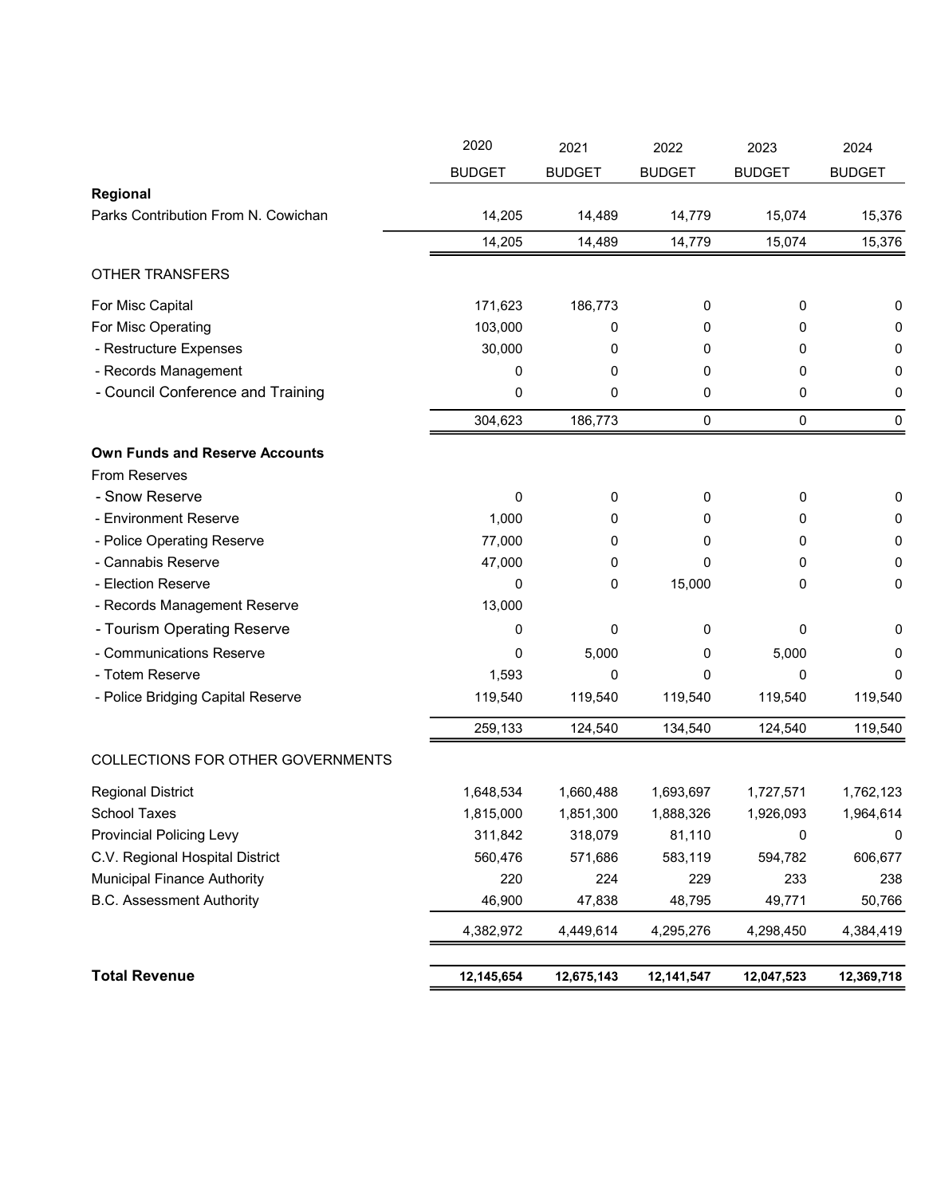| | 2020 BUDGET | 2021 BUDGET | 2022 BUDGET | 2023 BUDGET | 2024 BUDGET |
|---|---|---|---|---|---|
| **Regional** | | | | | |
| Parks Contribution From N. Cowichan | 14,205 | 14,489 | 14,779 | 15,074 | 15,376 |
| | 14,205 | 14,489 | 14,779 | 15,074 | 15,376 |
| OTHER TRANSFERS | | | | | |
| For Misc Capital | 171,623 | 186,773 | 0 | 0 | 0 |
| For Misc Operating | 103,000 | 0 | 0 | 0 | 0 |
| - Restructure Expenses | 30,000 | 0 | 0 | 0 | 0 |
| - Records Management | 0 | 0 | 0 | 0 | 0 |
| - Council Conference and Training | 0 | 0 | 0 | 0 | 0 |
| | 304,623 | 186,773 | 0 | 0 | 0 |
| **Own Funds and Reserve Accounts** | | | | | |
| From Reserves | | | | | |
| - Snow Reserve | 0 | 0 | 0 | 0 | 0 |
| - Environment Reserve | 1,000 | 0 | 0 | 0 | 0 |
| - Police Operating Reserve | 77,000 | 0 | 0 | 0 | 0 |
| - Cannabis Reserve | 47,000 | 0 | 0 | 0 | 0 |
| - Election Reserve | 0 | 0 | 15,000 | 0 | 0 |
| - Records Management Reserve | 13,000 | | | | |
| - Tourism Operating Reserve | 0 | 0 | 0 | 0 | 0 |
| - Communications Reserve | 0 | 5,000 | 0 | 5,000 | 0 |
| - Totem Reserve | 1,593 | 0 | 0 | 0 | 0 |
| - Police Bridging Capital Reserve | 119,540 | 119,540 | 119,540 | 119,540 | 119,540 |
| | 259,133 | 124,540 | 134,540 | 124,540 | 119,540 |
| COLLECTIONS FOR OTHER GOVERNMENTS | | | | | |
| Regional District | 1,648,534 | 1,660,488 | 1,693,697 | 1,727,571 | 1,762,123 |
| School Taxes | 1,815,000 | 1,851,300 | 1,888,326 | 1,926,093 | 1,964,614 |
| Provincial Policing Levy | 311,842 | 318,079 | 81,110 | 0 | 0 |
| C.V. Regional Hospital District | 560,476 | 571,686 | 583,119 | 594,782 | 606,677 |
| Municipal Finance Authority | 220 | 224 | 229 | 233 | 238 |
| B.C. Assessment Authority | 46,900 | 47,838 | 48,795 | 49,771 | 50,766 |
| | 4,382,972 | 4,449,614 | 4,295,276 | 4,298,450 | 4,384,419 |
| **Total Revenue** | **12,145,654** | **12,675,143** | **12,141,547** | **12,047,523** | **12,369,718** |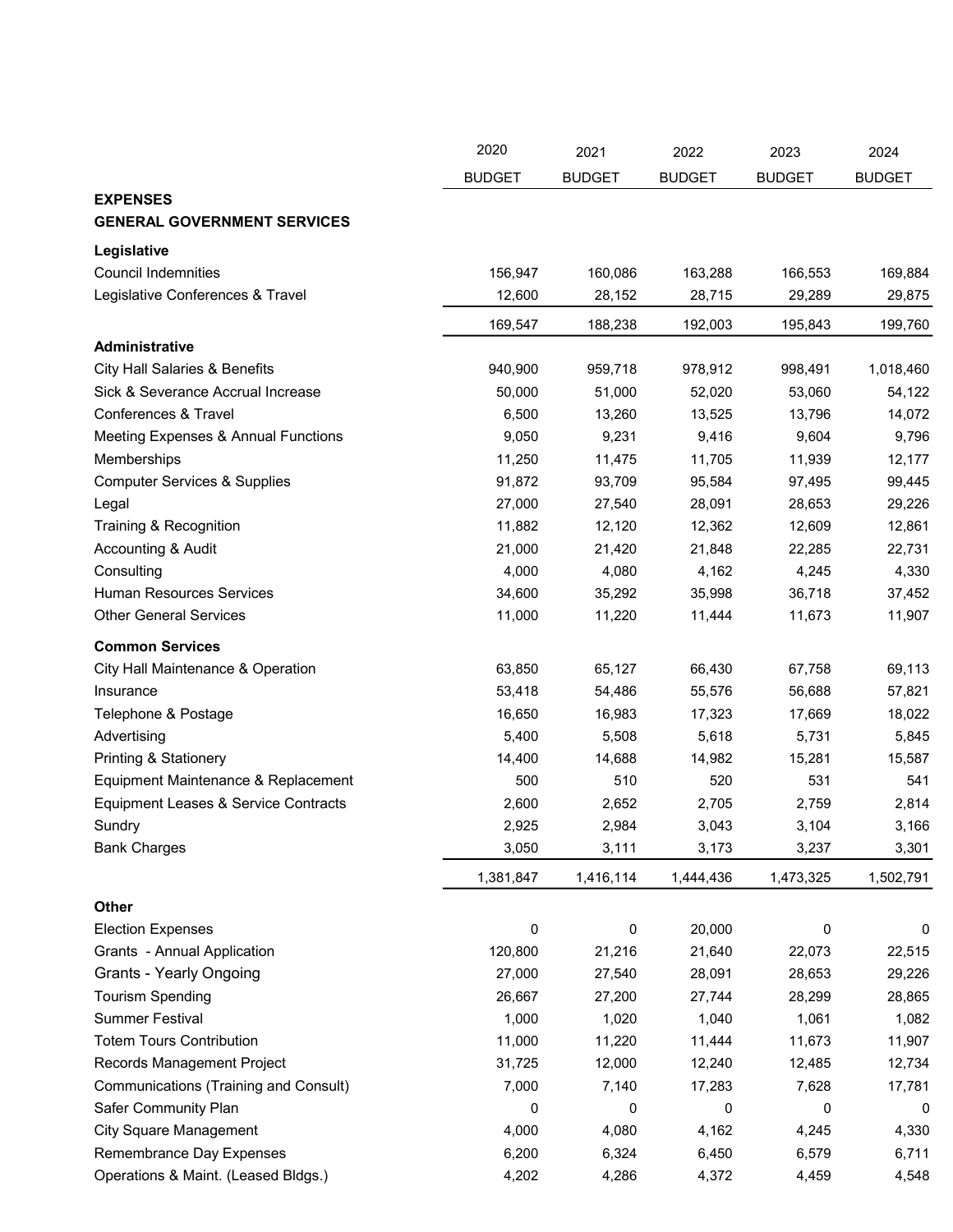| | 2020 BUDGET | 2021 BUDGET | 2022 BUDGET | 2023 BUDGET | 2024 BUDGET |
|---|---|---|---|---|---|
| **EXPENSES** | | | | | |
| **GENERAL GOVERNMENT SERVICES** | | | | | |
| **Legislative** | | | | | |
| Council Indemnities | 156,947 | 160,086 | 163,288 | 166,553 | 169,884 |
| Legislative Conferences & Travel | 12,600 | 28,152 | 28,715 | 29,289 | 29,875 |
| | 169,547 | 188,238 | 192,003 | 195,843 | 199,760 |
| **Administrative** | | | | | |
| City Hall Salaries & Benefits | 940,900 | 959,718 | 978,912 | 998,491 | 1,018,460 |
| Sick & Severance Accrual Increase | 50,000 | 51,000 | 52,020 | 53,060 | 54,122 |
| Conferences & Travel | 6,500 | 13,260 | 13,525 | 13,796 | 14,072 |
| Meeting Expenses & Annual Functions | 9,050 | 9,231 | 9,416 | 9,604 | 9,796 |
| Memberships | 11,250 | 11,475 | 11,705 | 11,939 | 12,177 |
| Computer Services & Supplies | 91,872 | 93,709 | 95,584 | 97,495 | 99,445 |
| Legal | 27,000 | 27,540 | 28,091 | 28,653 | 29,226 |
| Training & Recognition | 11,882 | 12,120 | 12,362 | 12,609 | 12,861 |
| Accounting & Audit | 21,000 | 21,420 | 21,848 | 22,285 | 22,731 |
| Consulting | 4,000 | 4,080 | 4,162 | 4,245 | 4,330 |
| Human Resources Services | 34,600 | 35,292 | 35,998 | 36,718 | 37,452 |
| Other General Services | 11,000 | 11,220 | 11,444 | 11,673 | 11,907 |
| **Common Services** | | | | | |
| City Hall Maintenance & Operation | 63,850 | 65,127 | 66,430 | 67,758 | 69,113 |
| Insurance | 53,418 | 54,486 | 55,576 | 56,688 | 57,821 |
| Telephone & Postage | 16,650 | 16,983 | 17,323 | 17,669 | 18,022 |
| Advertising | 5,400 | 5,508 | 5,618 | 5,731 | 5,845 |
| Printing & Stationery | 14,400 | 14,688 | 14,982 | 15,281 | 15,587 |
| Equipment Maintenance & Replacement | 500 | 510 | 520 | 531 | 541 |
| Equipment Leases & Service Contracts | 2,600 | 2,652 | 2,705 | 2,759 | 2,814 |
| Sundry | 2,925 | 2,984 | 3,043 | 3,104 | 3,166 |
| Bank Charges | 3,050 | 3,111 | 3,173 | 3,237 | 3,301 |
| | 1,381,847 | 1,416,114 | 1,444,436 | 1,473,325 | 1,502,791 |
| **Other** | | | | | |
| Election Expenses | 0 | 0 | 20,000 | 0 | 0 |
| Grants - Annual Application | 120,800 | 21,216 | 21,640 | 22,073 | 22,515 |
| Grants - Yearly Ongoing | 27,000 | 27,540 | 28,091 | 28,653 | 29,226 |
| Tourism Spending | 26,667 | 27,200 | 27,744 | 28,299 | 28,865 |
| Summer Festival | 1,000 | 1,020 | 1,040 | 1,061 | 1,082 |
| Totem Tours Contribution | 11,000 | 11,220 | 11,444 | 11,673 | 11,907 |
| Records Management Project | 31,725 | 12,000 | 12,240 | 12,485 | 12,734 |
| Communications (Training and Consult) | 7,000 | 7,140 | 17,283 | 7,628 | 17,781 |
| Safer Community Plan | 0 | 0 | 0 | 0 | 0 |
| City Square Management | 4,000 | 4,080 | 4,162 | 4,245 | 4,330 |
| Remembrance Day Expenses | 6,200 | 6,324 | 6,450 | 6,579 | 6,711 |
| Operations & Maint. (Leased Bldgs.) | 4,202 | 4,286 | 4,372 | 4,459 | 4,548 |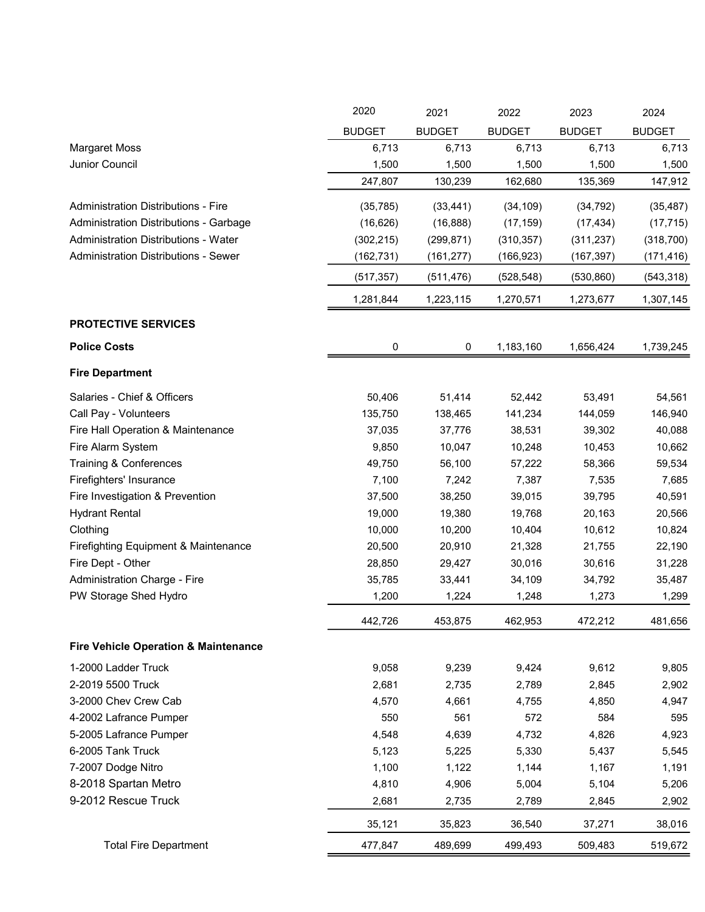| | 2020 BUDGET | 2021 BUDGET | 2022 BUDGET | 2023 BUDGET | 2024 BUDGET |
|---|---|---|---|---|---|
| Margaret Moss | 6,713 | 6,713 | 6,713 | 6,713 | 6,713 |
| Junior Council | 1,500 | 1,500 | 1,500 | 1,500 | 1,500 |
| | 247,807 | 130,239 | 162,680 | 135,369 | 147,912 |
| Administration Distributions - Fire | (35,785) | (33,441) | (34,109) | (34,792) | (35,487) |
| Administration Distributions - Garbage | (16,626) | (16,888) | (17,159) | (17,434) | (17,715) |
| Administration Distributions - Water | (302,215) | (299,871) | (310,357) | (311,237) | (318,700) |
| Administration Distributions - Sewer | (162,731) | (161,277) | (166,923) | (167,397) | (171,416) |
| | (517,357) | (511,476) | (528,548) | (530,860) | (543,318) |
| | 1,281,844 | 1,223,115 | 1,270,571 | 1,273,677 | 1,307,145 |
| **PROTECTIVE SERVICES** | | | | | |
| **Police Costs** | 0 | 0 | 1,183,160 | 1,656,424 | 1,739,245 |
| **Fire Department** | | | | | |
| Salaries - Chief & Officers | 50,406 | 51,414 | 52,442 | 53,491 | 54,561 |
| Call Pay - Volunteers | 135,750 | 138,465 | 141,234 | 144,059 | 146,940 |
| Fire Hall Operation & Maintenance | 37,035 | 37,776 | 38,531 | 39,302 | 40,088 |
| Fire Alarm System | 9,850 | 10,047 | 10,248 | 10,453 | 10,662 |
| Training & Conferences | 49,750 | 56,100 | 57,222 | 58,366 | 59,534 |
| Firefighters' Insurance | 7,100 | 7,242 | 7,387 | 7,535 | 7,685 |
| Fire Investigation & Prevention | 37,500 | 38,250 | 39,015 | 39,795 | 40,591 |
| Hydrant Rental | 19,000 | 19,380 | 19,768 | 20,163 | 20,566 |
| Clothing | 10,000 | 10,200 | 10,404 | 10,612 | 10,824 |
| Firefighting Equipment & Maintenance | 20,500 | 20,910 | 21,328 | 21,755 | 22,190 |
| Fire Dept - Other | 28,850 | 29,427 | 30,016 | 30,616 | 31,228 |
| Administration Charge - Fire | 35,785 | 33,441 | 34,109 | 34,792 | 35,487 |
| PW Storage Shed Hydro | 1,200 | 1,224 | 1,248 | 1,273 | 1,299 |
| | 442,726 | 453,875 | 462,953 | 472,212 | 481,656 |
| **Fire Vehicle Operation & Maintenance** | | | | | |
| 1-2000 Ladder Truck | 9,058 | 9,239 | 9,424 | 9,612 | 9,805 |
| 2-2019 5500 Truck | 2,681 | 2,735 | 2,789 | 2,845 | 2,902 |
| 3-2000 Chev Crew Cab | 4,570 | 4,661 | 4,755 | 4,850 | 4,947 |
| 4-2002 Lafrance Pumper | 550 | 561 | 572 | 584 | 595 |
| 5-2005 Lafrance Pumper | 4,548 | 4,639 | 4,732 | 4,826 | 4,923 |
| 6-2005 Tank Truck | 5,123 | 5,225 | 5,330 | 5,437 | 5,545 |
| 7-2007 Dodge Nitro | 1,100 | 1,122 | 1,144 | 1,167 | 1,191 |
| 8-2018 Spartan Metro | 4,810 | 4,906 | 5,004 | 5,104 | 5,206 |
| 9-2012 Rescue Truck | 2,681 | 2,735 | 2,789 | 2,845 | 2,902 |
| | 35,121 | 35,823 | 36,540 | 37,271 | 38,016 |
| Total Fire Department | 477,847 | 489,699 | 499,493 | 509,483 | 519,672 |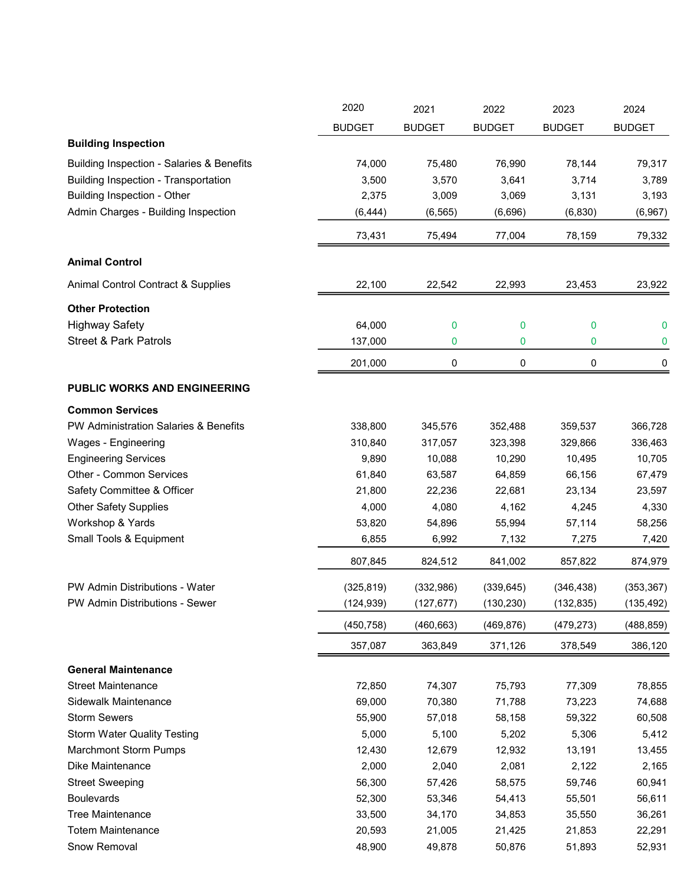| | 2020 BUDGET | 2021 BUDGET | 2022 BUDGET | 2023 BUDGET | 2024 BUDGET |
|---|---|---|---|---|---|
| **Building Inspection** | | | | | |
| Building Inspection - Salaries & Benefits | 74,000 | 75,480 | 76,990 | 78,144 | 79,317 |
| Building Inspection - Transportation | 3,500 | 3,570 | 3,641 | 3,714 | 3,789 |
| Building Inspection - Other | 2,375 | 3,009 | 3,069 | 3,131 | 3,193 |
| Admin Charges - Building Inspection | (6,444) | (6,565) | (6,696) | (6,830) | (6,967) |
| | 73,431 | 75,494 | 77,004 | 78,159 | 79,332 |
| **Animal Control** | | | | | |
| Animal Control Contract & Supplies | 22,100 | 22,542 | 22,993 | 23,453 | 23,922 |
| **Other Protection** | | | | | |
| Highway Safety | 64,000 | 0 | 0 | 0 | 0 |
| Street & Park Patrols | 137,000 | 0 | 0 | 0 | 0 |
| | 201,000 | 0 | 0 | 0 | 0 |
| **PUBLIC WORKS AND ENGINEERING** | | | | | |
| **Common Services** | | | | | |
| PW Administration Salaries & Benefits | 338,800 | 345,576 | 352,488 | 359,537 | 366,728 |
| Wages - Engineering | 310,840 | 317,057 | 323,398 | 329,866 | 336,463 |
| Engineering Services | 9,890 | 10,088 | 10,290 | 10,495 | 10,705 |
| Other - Common Services | 61,840 | 63,587 | 64,859 | 66,156 | 67,479 |
| Safety Committee & Officer | 21,800 | 22,236 | 22,681 | 23,134 | 23,597 |
| Other Safety Supplies | 4,000 | 4,080 | 4,162 | 4,245 | 4,330 |
| Workshop & Yards | 53,820 | 54,896 | 55,994 | 57,114 | 58,256 |
| Small Tools & Equipment | 6,855 | 6,992 | 7,132 | 7,275 | 7,420 |
| | 807,845 | 824,512 | 841,002 | 857,822 | 874,979 |
| PW Admin Distributions - Water | (325,819) | (332,986) | (339,645) | (346,438) | (353,367) |
| PW Admin Distributions - Sewer | (124,939) | (127,677) | (130,230) | (132,835) | (135,492) |
| | (450,758) | (460,663) | (469,876) | (479,273) | (488,859) |
| | 357,087 | 363,849 | 371,126 | 378,549 | 386,120 |
| **General Maintenance** | | | | | |
| Street Maintenance | 72,850 | 74,307 | 75,793 | 77,309 | 78,855 |
| Sidewalk Maintenance | 69,000 | 70,380 | 71,788 | 73,223 | 74,688 |
| Storm Sewers | 55,900 | 57,018 | 58,158 | 59,322 | 60,508 |
| Storm Water Quality Testing | 5,000 | 5,100 | 5,202 | 5,306 | 5,412 |
| Marchmont Storm Pumps | 12,430 | 12,679 | 12,932 | 13,191 | 13,455 |
| Dike Maintenance | 2,000 | 2,040 | 2,081 | 2,122 | 2,165 |
| Street Sweeping | 56,300 | 57,426 | 58,575 | 59,746 | 60,941 |
| Boulevards | 52,300 | 53,346 | 54,413 | 55,501 | 56,611 |
| Tree Maintenance | 33,500 | 34,170 | 34,853 | 35,550 | 36,261 |
| Totem Maintenance | 20,593 | 21,005 | 21,425 | 21,853 | 22,291 |
| Snow Removal | 48,900 | 49,878 | 50,876 | 51,893 | 52,931 |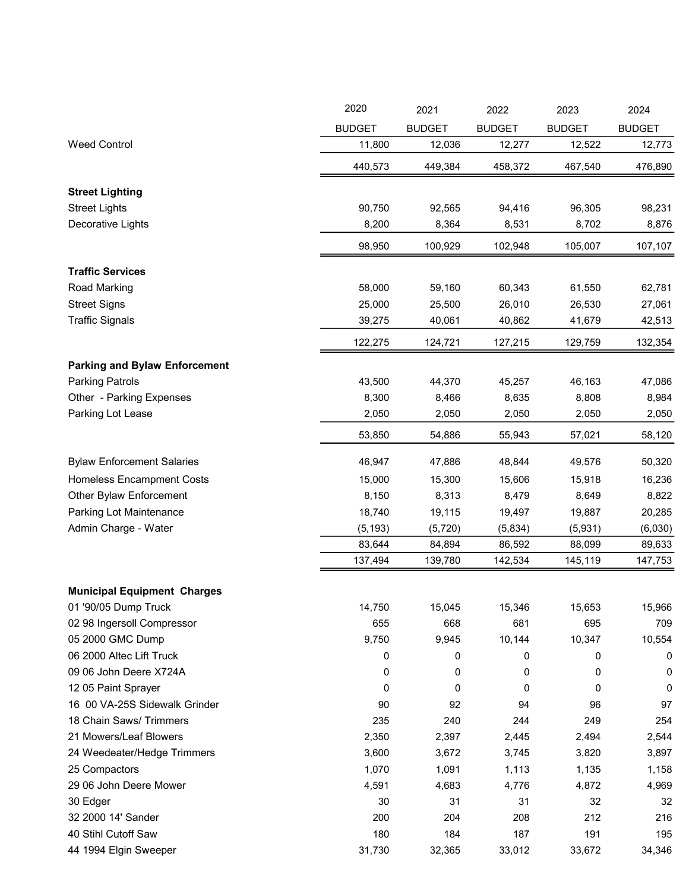| | 2020 BUDGET | 2021 BUDGET | 2022 BUDGET | 2023 BUDGET | 2024 BUDGET |
|---|---|---|---|---|---|
| Weed Control | 11,800 | 12,036 | 12,277 | 12,522 | 12,773 |
| | 440,573 | 449,384 | 458,372 | 467,540 | 476,890 |
| **Street Lighting** | | | | | |
| Street Lights | 90,750 | 92,565 | 94,416 | 96,305 | 98,231 |
| Decorative Lights | 8,200 | 8,364 | 8,531 | 8,702 | 8,876 |
| | 98,950 | 100,929 | 102,948 | 105,007 | 107,107 |
| **Traffic Services** | | | | | |
| Road Marking | 58,000 | 59,160 | 60,343 | 61,550 | 62,781 |
| Street Signs | 25,000 | 25,500 | 26,010 | 26,530 | 27,061 |
| Traffic Signals | 39,275 | 40,061 | 40,862 | 41,679 | 42,513 |
| | 122,275 | 124,721 | 127,215 | 129,759 | 132,354 |
| **Parking and Bylaw Enforcement** | | | | | |
| Parking Patrols | 43,500 | 44,370 | 45,257 | 46,163 | 47,086 |
| Other - Parking Expenses | 8,300 | 8,466 | 8,635 | 8,808 | 8,984 |
| Parking Lot Lease | 2,050 | 2,050 | 2,050 | 2,050 | 2,050 |
| | 53,850 | 54,886 | 55,943 | 57,021 | 58,120 |
| Bylaw Enforcement Salaries | 46,947 | 47,886 | 48,844 | 49,576 | 50,320 |
| Homeless Encampment Costs | 15,000 | 15,300 | 15,606 | 15,918 | 16,236 |
| Other Bylaw Enforcement | 8,150 | 8,313 | 8,479 | 8,649 | 8,822 |
| Parking Lot Maintenance | 18,740 | 19,115 | 19,497 | 19,887 | 20,285 |
| Admin Charge - Water | (5,193) | (5,720) | (5,834) | (5,931) | (6,030) |
| | 83,644 | 84,894 | 86,592 | 88,099 | 89,633 |
| | 137,494 | 139,780 | 142,534 | 145,119 | 147,753 |
| **Municipal Equipment Charges** | | | | | |
| 01 '90/05 Dump Truck | 14,750 | 15,045 | 15,346 | 15,653 | 15,966 |
| 02 98 Ingersoll Compressor | 655 | 668 | 681 | 695 | 709 |
| 05 2000 GMC Dump | 9,750 | 9,945 | 10,144 | 10,347 | 10,554 |
| 06 2000 Altec Lift Truck | 0 | 0 | 0 | 0 | 0 |
| 09 06 John Deere X724A | 0 | 0 | 0 | 0 | 0 |
| 12 05 Paint Sprayer | 0 | 0 | 0 | 0 | 0 |
| 16 00 VA-25S Sidewalk Grinder | 90 | 92 | 94 | 96 | 97 |
| 18 Chain Saws/ Trimmers | 235 | 240 | 244 | 249 | 254 |
| 21 Mowers/Leaf Blowers | 2,350 | 2,397 | 2,445 | 2,494 | 2,544 |
| 24 Weedeater/Hedge Trimmers | 3,600 | 3,672 | 3,745 | 3,820 | 3,897 |
| 25 Compactors | 1,070 | 1,091 | 1,113 | 1,135 | 1,158 |
| 29 06 John Deere Mower | 4,591 | 4,683 | 4,776 | 4,872 | 4,969 |
| 30 Edger | 30 | 31 | 31 | 32 | 32 |
| 32 2000 14' Sander | 200 | 204 | 208 | 212 | 216 |
| 40 Stihl Cutoff Saw | 180 | 184 | 187 | 191 | 195 |
| 44 1994 Elgin Sweeper | 31,730 | 32,365 | 33,012 | 33,672 | 34,346 |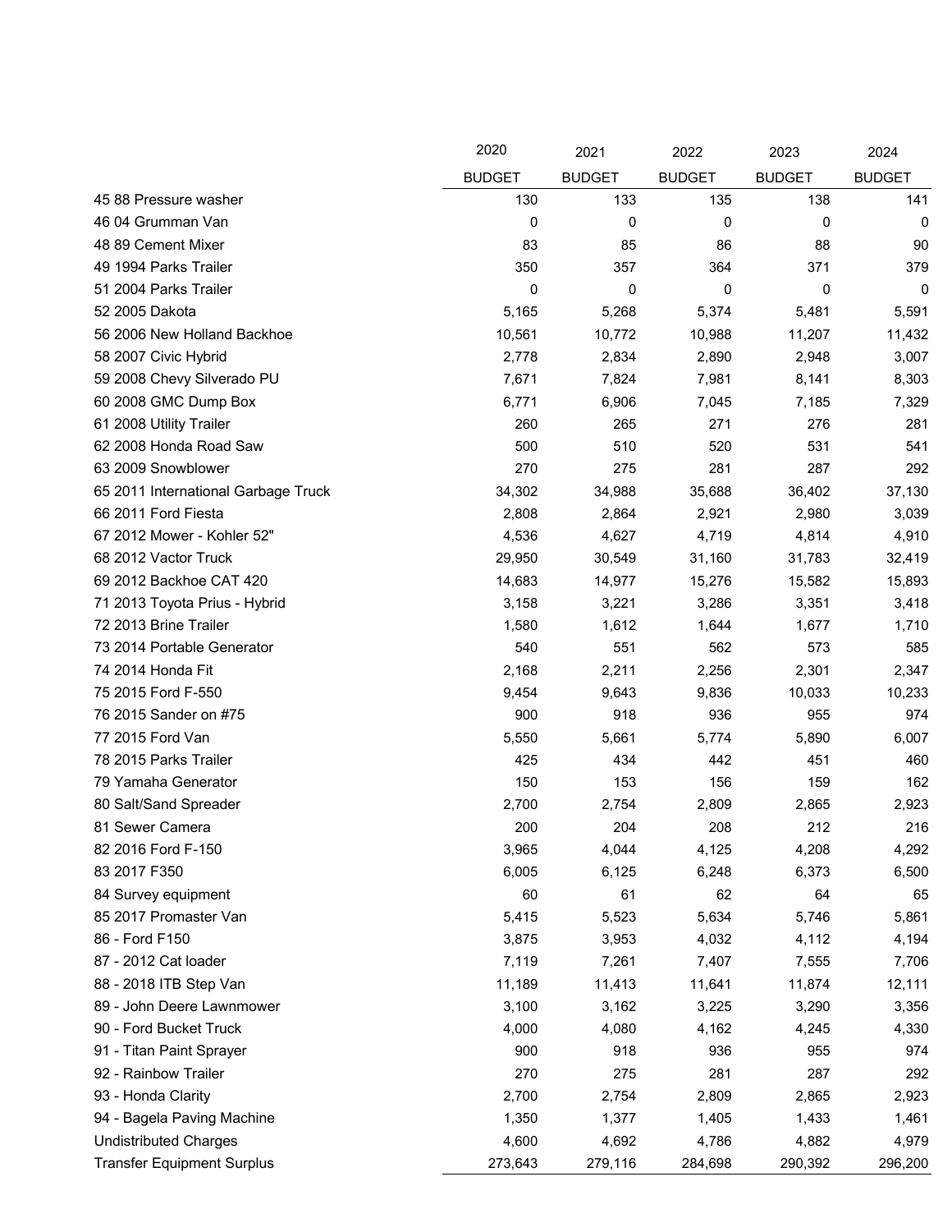| | 2020 BUDGET | 2021 BUDGET | 2022 BUDGET | 2023 BUDGET | 2024 BUDGET |
|---|---|---|---|---|---|
| 45 88 Pressure washer | 130 | 133 | 135 | 138 | 141 |
| 46 04 Grumman Van | 0 | 0 | 0 | 0 | 0 |
| 48 89 Cement Mixer | 83 | 85 | 86 | 88 | 90 |
| 49 1994 Parks Trailer | 350 | 357 | 364 | 371 | 379 |
| 51 2004 Parks Trailer | 0 | 0 | 0 | 0 | 0 |
| 52 2005 Dakota | 5,165 | 5,268 | 5,374 | 5,481 | 5,591 |
| 56 2006 New Holland Backhoe | 10,561 | 10,772 | 10,988 | 11,207 | 11,432 |
| 58 2007 Civic Hybrid | 2,778 | 2,834 | 2,890 | 2,948 | 3,007 |
| 59 2008 Chevy Silverado PU | 7,671 | 7,824 | 7,981 | 8,141 | 8,303 |
| 60 2008 GMC Dump Box | 6,771 | 6,906 | 7,045 | 7,185 | 7,329 |
| 61 2008 Utility Trailer | 260 | 265 | 271 | 276 | 281 |
| 62 2008 Honda Road Saw | 500 | 510 | 520 | 531 | 541 |
| 63 2009 Snowblower | 270 | 275 | 281 | 287 | 292 |
| 65 2011 International Garbage Truck | 34,302 | 34,988 | 35,688 | 36,402 | 37,130 |
| 66 2011 Ford Fiesta | 2,808 | 2,864 | 2,921 | 2,980 | 3,039 |
| 67 2012 Mower - Kohler 52" | 4,536 | 4,627 | 4,719 | 4,814 | 4,910 |
| 68 2012 Vactor Truck | 29,950 | 30,549 | 31,160 | 31,783 | 32,419 |
| 69 2012 Backhoe CAT 420 | 14,683 | 14,977 | 15,276 | 15,582 | 15,893 |
| 71 2013 Toyota Prius - Hybrid | 3,158 | 3,221 | 3,286 | 3,351 | 3,418 |
| 72 2013 Brine Trailer | 1,580 | 1,612 | 1,644 | 1,677 | 1,710 |
| 73 2014 Portable Generator | 540 | 551 | 562 | 573 | 585 |
| 74 2014 Honda Fit | 2,168 | 2,211 | 2,256 | 2,301 | 2,347 |
| 75 2015 Ford F-550 | 9,454 | 9,643 | 9,836 | 10,033 | 10,233 |
| 76 2015 Sander on #75 | 900 | 918 | 936 | 955 | 974 |
| 77 2015 Ford Van | 5,550 | 5,661 | 5,774 | 5,890 | 6,007 |
| 78 2015 Parks Trailer | 425 | 434 | 442 | 451 | 460 |
| 79 Yamaha Generator | 150 | 153 | 156 | 159 | 162 |
| 80 Salt/Sand Spreader | 2,700 | 2,754 | 2,809 | 2,865 | 2,923 |
| 81 Sewer Camera | 200 | 204 | 208 | 212 | 216 |
| 82 2016 Ford F-150 | 3,965 | 4,044 | 4,125 | 4,208 | 4,292 |
| 83 2017 F350 | 6,005 | 6,125 | 6,248 | 6,373 | 6,500 |
| 84 Survey equipment | 60 | 61 | 62 | 64 | 65 |
| 85 2017 Promaster Van | 5,415 | 5,523 | 5,634 | 5,746 | 5,861 |
| 86 - Ford F150 | 3,875 | 3,953 | 4,032 | 4,112 | 4,194 |
| 87 - 2012 Cat loader | 7,119 | 7,261 | 7,407 | 7,555 | 7,706 |
| 88 - 2018 ITB Step Van | 11,189 | 11,413 | 11,641 | 11,874 | 12,111 |
| 89 - John Deere Lawnmower | 3,100 | 3,162 | 3,225 | 3,290 | 3,356 |
| 90 - Ford Bucket Truck | 4,000 | 4,080 | 4,162 | 4,245 | 4,330 |
| 91 - Titan Paint Sprayer | 900 | 918 | 936 | 955 | 974 |
| 92 - Rainbow Trailer | 270 | 275 | 281 | 287 | 292 |
| 93 - Honda Clarity | 2,700 | 2,754 | 2,809 | 2,865 | 2,923 |
| 94 - Bagela Paving Machine | 1,350 | 1,377 | 1,405 | 1,433 | 1,461 |
| Undistributed Charges | 4,600 | 4,692 | 4,786 | 4,882 | 4,979 |
| Transfer Equipment Surplus | 273,643 | 279,116 | 284,698 | 290,392 | 296,200 |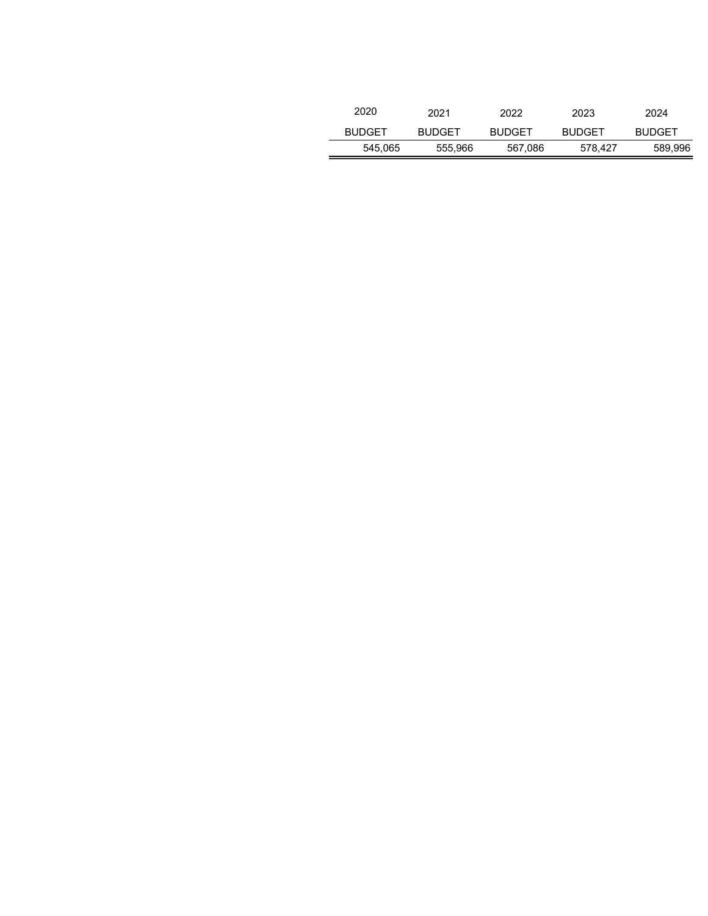| 2020 BUDGET | 2021 BUDGET | 2022 BUDGET | 2023 BUDGET | 2024 BUDGET |
|---|---|---|---|---|
| 545,065 | 555,966 | 567,086 | 578,427 | 589,996 |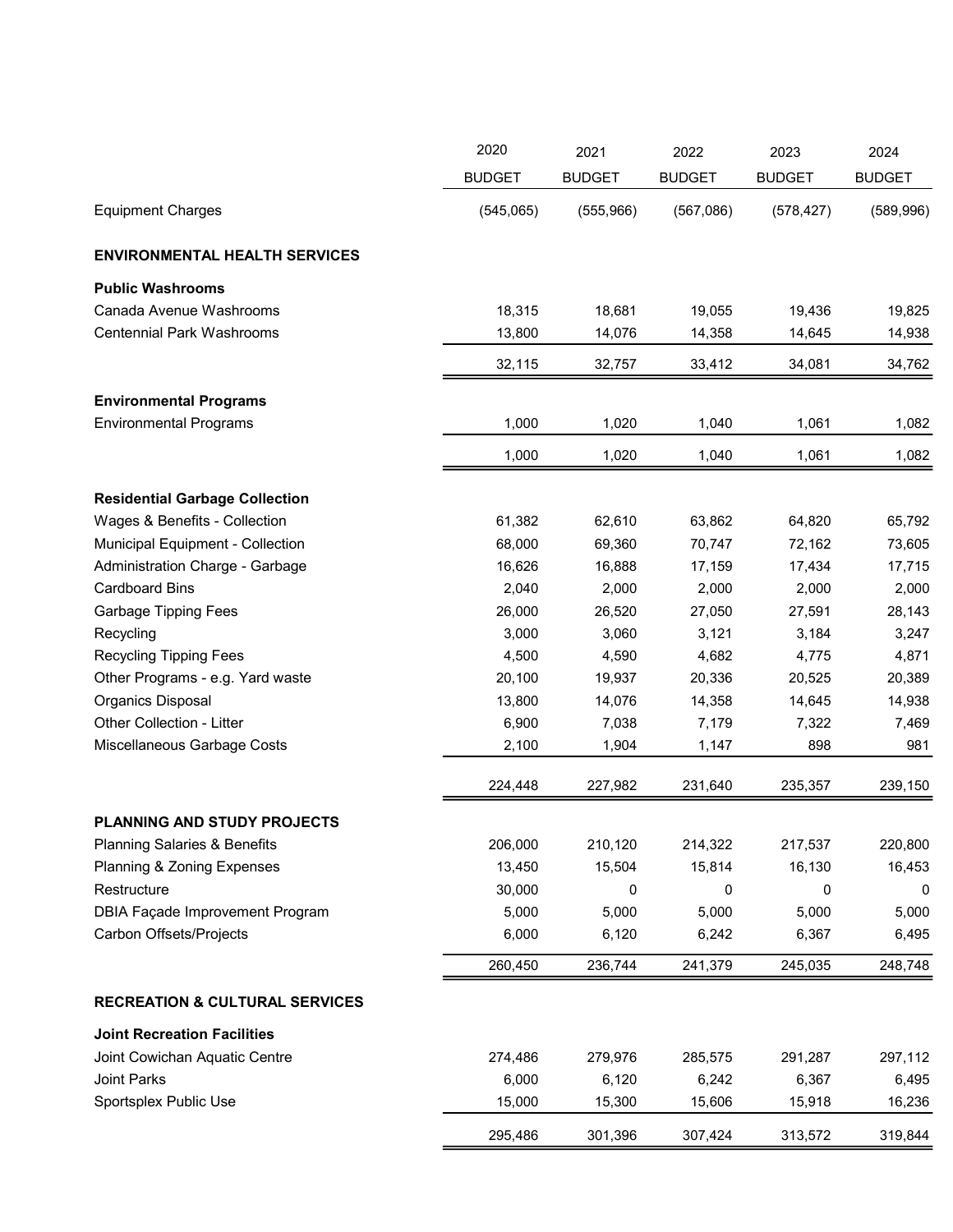| | 2020 BUDGET | 2021 BUDGET | 2022 BUDGET | 2023 BUDGET | 2024 BUDGET |
|---|---|---|---|---|---|
| Equipment Charges | (545,065) | (555,966) | (567,086) | (578,427) | (589,996) |
| **ENVIRONMENTAL HEALTH SERVICES** | | | | | |
| **Public Washrooms** | | | | | |
| Canada Avenue Washrooms | 18,315 | 18,681 | 19,055 | 19,436 | 19,825 |
| Centennial Park Washrooms | 13,800 | 14,076 | 14,358 | 14,645 | 14,938 |
| | 32,115 | 32,757 | 33,412 | 34,081 | 34,762 |
| **Environmental Programs** | | | | | |
| Environmental Programs | 1,000 | 1,020 | 1,040 | 1,061 | 1,082 |
| | 1,000 | 1,020 | 1,040 | 1,061 | 1,082 |
| **Residential Garbage Collection** | | | | | |
| Wages & Benefits - Collection | 61,382 | 62,610 | 63,862 | 64,820 | 65,792 |
| Municipal Equipment - Collection | 68,000 | 69,360 | 70,747 | 72,162 | 73,605 |
| Administration Charge - Garbage | 16,626 | 16,888 | 17,159 | 17,434 | 17,715 |
| Cardboard Bins | 2,040 | 2,000 | 2,000 | 2,000 | 2,000 |
| Garbage Tipping Fees | 26,000 | 26,520 | 27,050 | 27,591 | 28,143 |
| Recycling | 3,000 | 3,060 | 3,121 | 3,184 | 3,247 |
| Recycling Tipping Fees | 4,500 | 4,590 | 4,682 | 4,775 | 4,871 |
| Other Programs - e.g. Yard waste | 20,100 | 19,937 | 20,336 | 20,525 | 20,389 |
| Organics Disposal | 13,800 | 14,076 | 14,358 | 14,645 | 14,938 |
| Other Collection - Litter | 6,900 | 7,038 | 7,179 | 7,322 | 7,469 |
| Miscellaneous Garbage Costs | 2,100 | 1,904 | 1,147 | 898 | 981 |
| | 224,448 | 227,982 | 231,640 | 235,357 | 239,150 |
| **PLANNING AND STUDY PROJECTS** | | | | | |
| Planning Salaries & Benefits | 206,000 | 210,120 | 214,322 | 217,537 | 220,800 |
| Planning & Zoning Expenses | 13,450 | 15,504 | 15,814 | 16,130 | 16,453 |
| Restructure | 30,000 | 0 | 0 | 0 | 0 |
| DBIA Façade Improvement Program | 5,000 | 5,000 | 5,000 | 5,000 | 5,000 |
| Carbon Offsets/Projects | 6,000 | 6,120 | 6,242 | 6,367 | 6,495 |
| | 260,450 | 236,744 | 241,379 | 245,035 | 248,748 |
| **RECREATION & CULTURAL SERVICES** | | | | | |
| **Joint Recreation Facilities** | | | | | |
| Joint Cowichan Aquatic Centre | 274,486 | 279,976 | 285,575 | 291,287 | 297,112 |
| Joint Parks | 6,000 | 6,120 | 6,242 | 6,367 | 6,495 |
| Sportsplex Public Use | 15,000 | 15,300 | 15,606 | 15,918 | 16,236 |
| | 295,486 | 301,396 | 307,424 | 313,572 | 319,844 |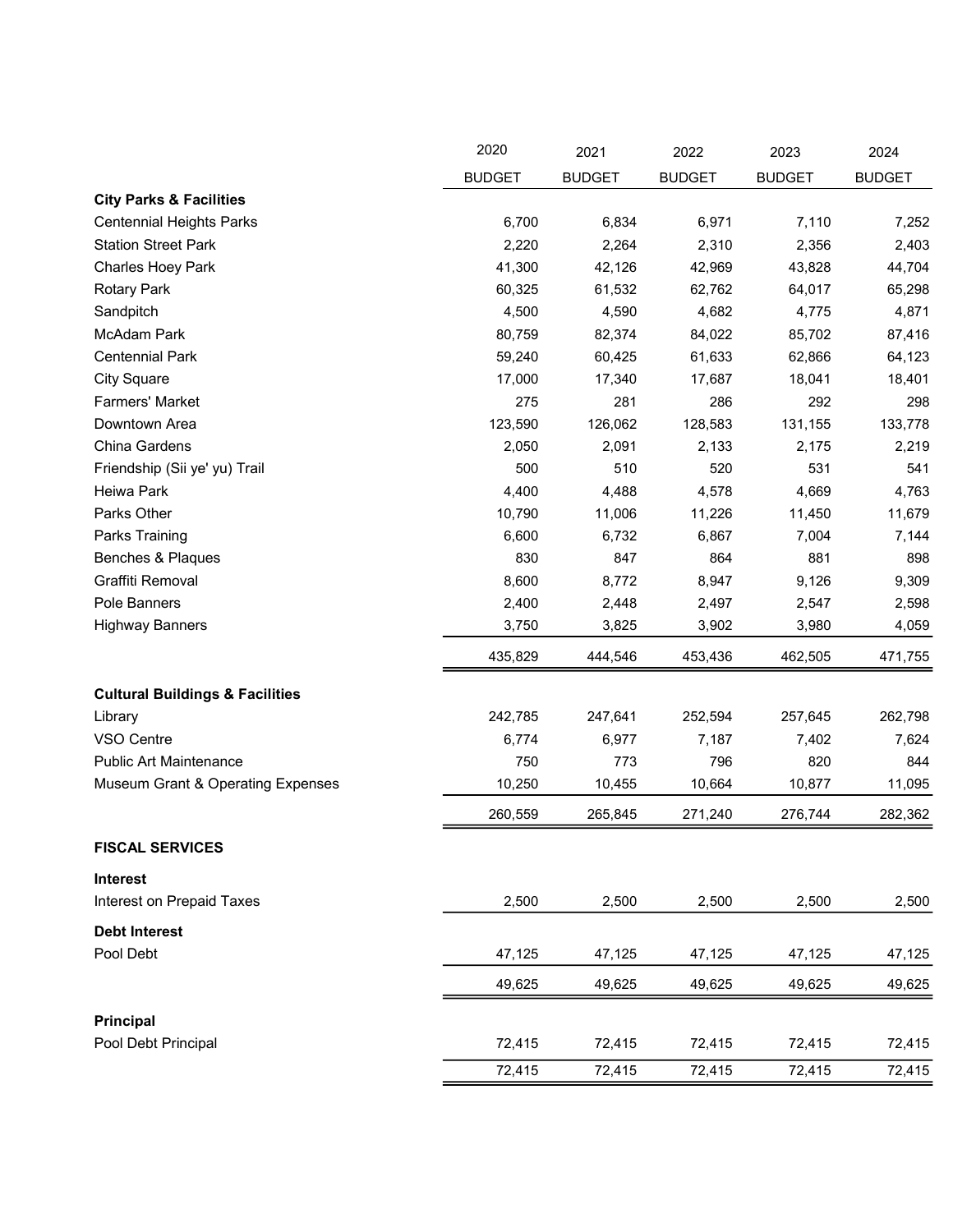| | 2020 BUDGET | 2021 BUDGET | 2022 BUDGET | 2023 BUDGET | 2024 BUDGET |
|---|---|---|---|---|---|
| **City Parks & Facilities** | | | | | |
| Centennial Heights Parks | 6,700 | 6,834 | 6,971 | 7,110 | 7,252 |
| Station Street Park | 2,220 | 2,264 | 2,310 | 2,356 | 2,403 |
| Charles Hoey Park | 41,300 | 42,126 | 42,969 | 43,828 | 44,704 |
| Rotary Park | 60,325 | 61,532 | 62,762 | 64,017 | 65,298 |
| Sandpitch | 4,500 | 4,590 | 4,682 | 4,775 | 4,871 |
| McAdam Park | 80,759 | 82,374 | 84,022 | 85,702 | 87,416 |
| Centennial Park | 59,240 | 60,425 | 61,633 | 62,866 | 64,123 |
| City Square | 17,000 | 17,340 | 17,687 | 18,041 | 18,401 |
| Farmers' Market | 275 | 281 | 286 | 292 | 298 |
| Downtown Area | 123,590 | 126,062 | 128,583 | 131,155 | 133,778 |
| China Gardens | 2,050 | 2,091 | 2,133 | 2,175 | 2,219 |
| Friendship (Sii ye' yu) Trail | 500 | 510 | 520 | 531 | 541 |
| Heiwa Park | 4,400 | 4,488 | 4,578 | 4,669 | 4,763 |
| Parks Other | 10,790 | 11,006 | 11,226 | 11,450 | 11,679 |
| Parks Training | 6,600 | 6,732 | 6,867 | 7,004 | 7,144 |
| Benches & Plaques | 830 | 847 | 864 | 881 | 898 |
| Graffiti Removal | 8,600 | 8,772 | 8,947 | 9,126 | 9,309 |
| Pole Banners | 2,400 | 2,448 | 2,497 | 2,547 | 2,598 |
| Highway Banners | 3,750 | 3,825 | 3,902 | 3,980 | 4,059 |
| | 435,829 | 444,546 | 453,436 | 462,505 | 471,755 |
| **Cultural Buildings & Facilities** | | | | | |
| Library | 242,785 | 247,641 | 252,594 | 257,645 | 262,798 |
| VSO Centre | 6,774 | 6,977 | 7,187 | 7,402 | 7,624 |
| Public Art Maintenance | 750 | 773 | 796 | 820 | 844 |
| Museum Grant & Operating Expenses | 10,250 | 10,455 | 10,664 | 10,877 | 11,095 |
| | 260,559 | 265,845 | 271,240 | 276,744 | 282,362 |
| **FISCAL SERVICES** | | | | | |
| **Interest** | | | | | |
| Interest on Prepaid Taxes | 2,500 | 2,500 | 2,500 | 2,500 | 2,500 |
| **Debt Interest** | | | | | |
| Pool Debt | 47,125 | 47,125 | 47,125 | 47,125 | 47,125 |
| | 49,625 | 49,625 | 49,625 | 49,625 | 49,625 |
| **Principal** | | | | | |
| Pool Debt Principal | 72,415 | 72,415 | 72,415 | 72,415 | 72,415 |
| | 72,415 | 72,415 | 72,415 | 72,415 | 72,415 |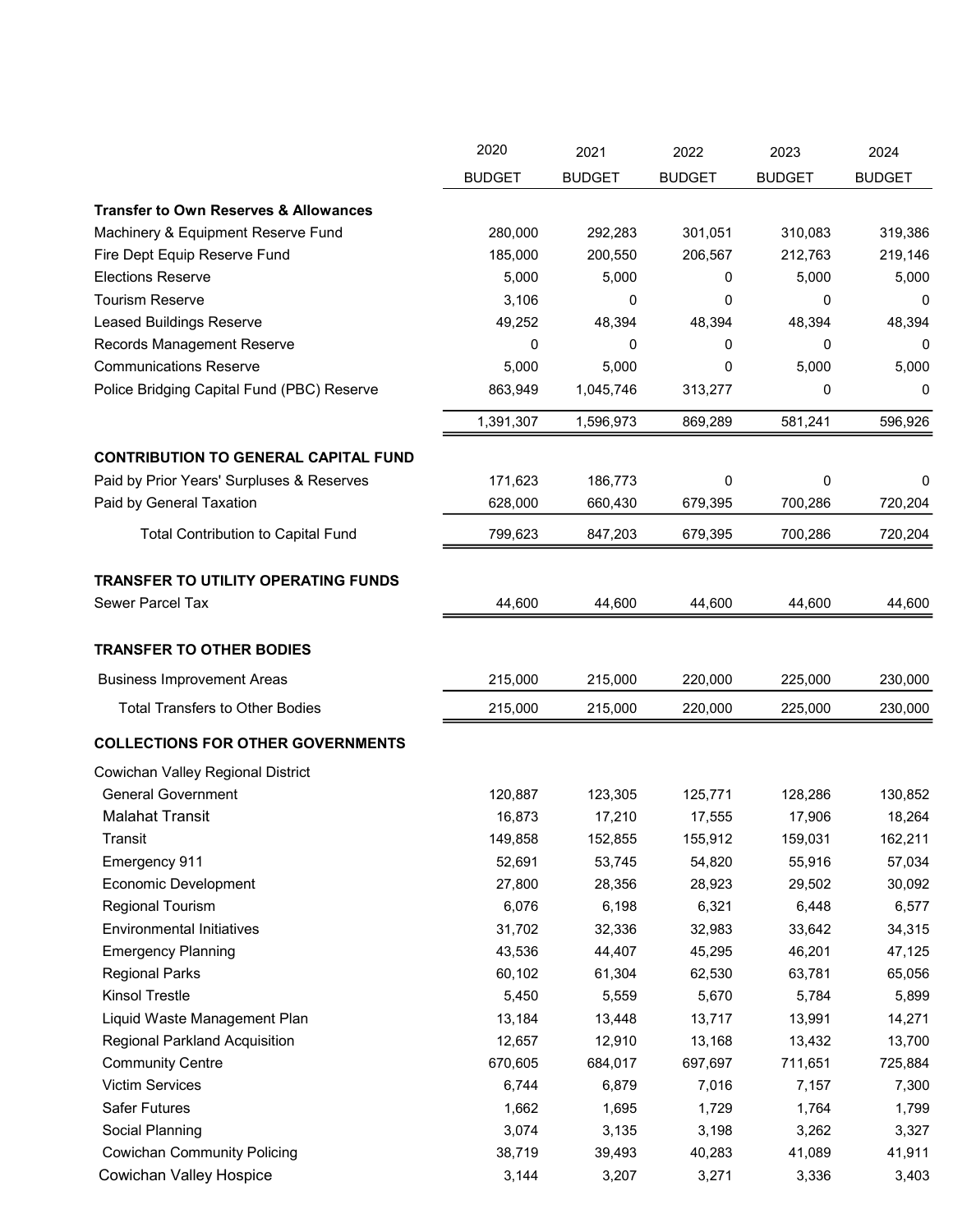| | 2020 BUDGET | 2021 BUDGET | 2022 BUDGET | 2023 BUDGET | 2024 BUDGET |
|---|---|---|---|---|---|
| **Transfer to Own Reserves & Allowances** | | | | | |
| Machinery & Equipment Reserve Fund | 280,000 | 292,283 | 301,051 | 310,083 | 319,386 |
| Fire Dept Equip Reserve Fund | 185,000 | 200,550 | 206,567 | 212,763 | 219,146 |
| Elections Reserve | 5,000 | 5,000 | 0 | 5,000 | 5,000 |
| Tourism Reserve | 3,106 | 0 | 0 | 0 | 0 |
| Leased Buildings Reserve | 49,252 | 48,394 | 48,394 | 48,394 | 48,394 |
| Records Management Reserve | 0 | 0 | 0 | 0 | 0 |
| Communications Reserve | 5,000 | 5,000 | 0 | 5,000 | 5,000 |
| Police Bridging Capital Fund (PBC) Reserve | 863,949 | 1,045,746 | 313,277 | 0 | 0 |
| | 1,391,307 | 1,596,973 | 869,289 | 581,241 | 596,926 |
| **CONTRIBUTION TO GENERAL CAPITAL FUND** | | | | | |
| Paid by Prior Years' Surpluses & Reserves | 171,623 | 186,773 | 0 | 0 | 0 |
| Paid by General Taxation | 628,000 | 660,430 | 679,395 | 700,286 | 720,204 |
| Total Contribution to Capital Fund | 799,623 | 847,203 | 679,395 | 700,286 | 720,204 |
| **TRANSFER TO UTILITY OPERATING FUNDS** | | | | | |
| Sewer Parcel Tax | 44,600 | 44,600 | 44,600 | 44,600 | 44,600 |
| **TRANSFER TO OTHER BODIES** | | | | | |
| Business Improvement Areas | 215,000 | 215,000 | 220,000 | 225,000 | 230,000 |
| Total Transfers to Other Bodies | 215,000 | 215,000 | 220,000 | 225,000 | 230,000 |
| **COLLECTIONS FOR OTHER GOVERNMENTS** | | | | | |
| Cowichan Valley Regional District | | | | | |
| General Government | 120,887 | 123,305 | 125,771 | 128,286 | 130,852 |
| Malahat Transit | 16,873 | 17,210 | 17,555 | 17,906 | 18,264 |
| Transit | 149,858 | 152,855 | 155,912 | 159,031 | 162,211 |
| Emergency 911 | 52,691 | 53,745 | 54,820 | 55,916 | 57,034 |
| Economic Development | 27,800 | 28,356 | 28,923 | 29,502 | 30,092 |
| Regional Tourism | 6,076 | 6,198 | 6,321 | 6,448 | 6,577 |
| Environmental Initiatives | 31,702 | 32,336 | 32,983 | 33,642 | 34,315 |
| Emergency Planning | 43,536 | 44,407 | 45,295 | 46,201 | 47,125 |
| Regional Parks | 60,102 | 61,304 | 62,530 | 63,781 | 65,056 |
| Kinsol Trestle | 5,450 | 5,559 | 5,670 | 5,784 | 5,899 |
| Liquid Waste Management Plan | 13,184 | 13,448 | 13,717 | 13,991 | 14,271 |
| Regional Parkland Acquisition | 12,657 | 12,910 | 13,168 | 13,432 | 13,700 |
| Community Centre | 670,605 | 684,017 | 697,697 | 711,651 | 725,884 |
| Victim Services | 6,744 | 6,879 | 7,016 | 7,157 | 7,300 |
| Safer Futures | 1,662 | 1,695 | 1,729 | 1,764 | 1,799 |
| Social Planning | 3,074 | 3,135 | 3,198 | 3,262 | 3,327 |
| Cowichan Community Policing | 38,719 | 39,493 | 40,283 | 41,089 | 41,911 |
| Cowichan Valley Hospice | 3,144 | 3,207 | 3,271 | 3,336 | 3,403 |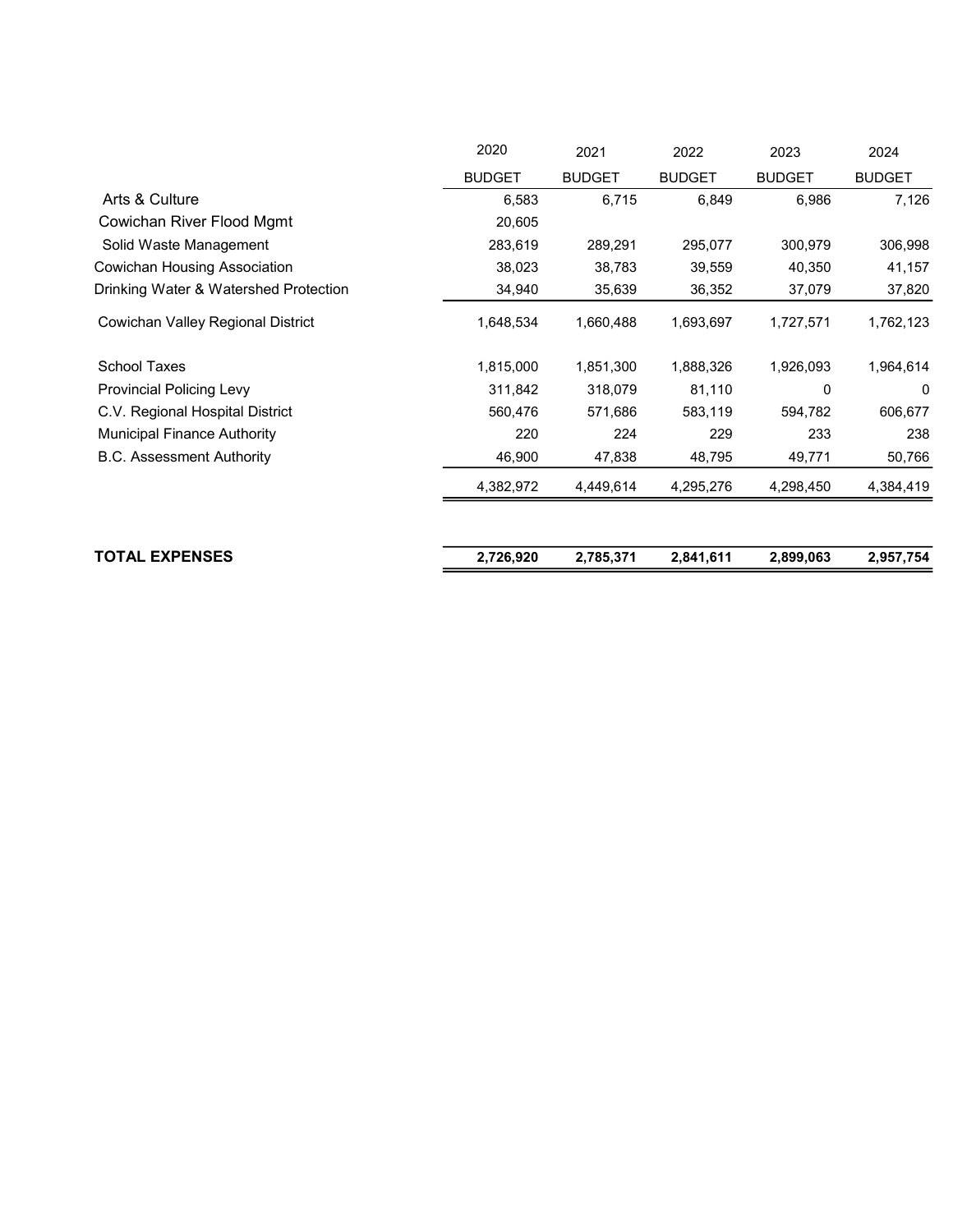| | 2020 BUDGET | 2021 BUDGET | 2022 BUDGET | 2023 BUDGET | 2024 BUDGET |
|---|---|---|---|---|---|
| Arts & Culture | 6,583 | 6,715 | 6,849 | 6,986 | 7,126 |
| Cowichan River Flood Mgmt | 20,605 | | | | |
| Solid Waste Management | 283,619 | 289,291 | 295,077 | 300,979 | 306,998 |
| Cowichan Housing Association | 38,023 | 38,783 | 39,559 | 40,350 | 41,157 |
| Drinking Water & Watershed Protection | 34,940 | 35,639 | 36,352 | 37,079 | 37,820 |
| Cowichan Valley Regional District | 1,648,534 | 1,660,488 | 1,693,697 | 1,727,571 | 1,762,123 |
| School Taxes | 1,815,000 | 1,851,300 | 1,888,326 | 1,926,093 | 1,964,614 |
| Provincial Policing Levy | 311,842 | 318,079 | 81,110 | 0 | 0 |
| C.V. Regional Hospital District | 560,476 | 571,686 | 583,119 | 594,782 | 606,677 |
| Municipal Finance Authority | 220 | 224 | 229 | 233 | 238 |
| B.C. Assessment Authority | 46,900 | 47,838 | 48,795 | 49,771 | 50,766 |
| | 4,382,972 | 4,449,614 | 4,295,276 | 4,298,450 | 4,384,419 |
| **TOTAL EXPENSES** | **2,726,920** | **2,785,371** | **2,841,611** | **2,899,063** | **2,957,754** |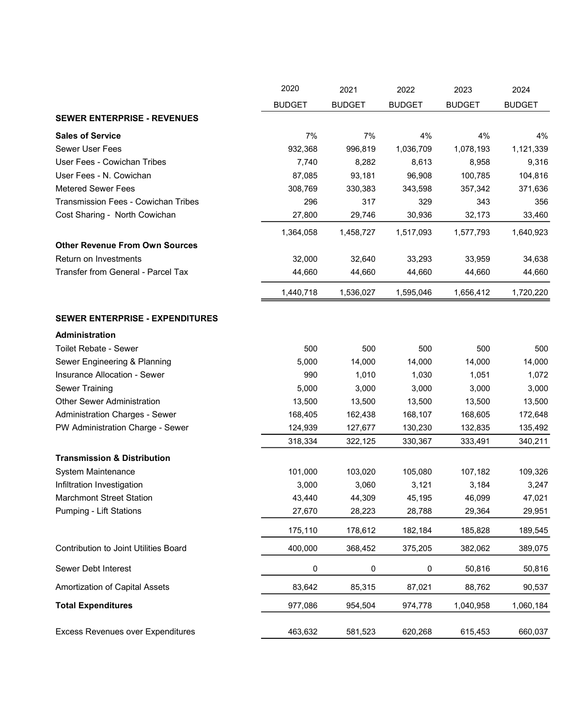| | 2020 BUDGET | 2021 BUDGET | 2022 BUDGET | 2023 BUDGET | 2024 BUDGET |
|---|---|---|---|---|---|
| **SEWER ENTERPRISE - REVENUES** | | | | | |
| **Sales of Service** | 7% | 7% | 4% | 4% | 4% |
| Sewer User Fees | 932,368 | 996,819 | 1,036,709 | 1,078,193 | 1,121,339 |
| User Fees - Cowichan Tribes | 7,740 | 8,282 | 8,613 | 8,958 | 9,316 |
| User Fees - N. Cowichan | 87,085 | 93,181 | 96,908 | 100,785 | 104,816 |
| Metered Sewer Fees | 308,769 | 330,383 | 343,598 | 357,342 | 371,636 |
| Transmission Fees - Cowichan Tribes | 296 | 317 | 329 | 343 | 356 |
| Cost Sharing - North Cowichan | 27,800 | 29,746 | 30,936 | 32,173 | 33,460 |
| | 1,364,058 | 1,458,727 | 1,517,093 | 1,577,793 | 1,640,923 |
| **Other Revenue From Own Sources** | | | | | |
| Return on Investments | 32,000 | 32,640 | 33,293 | 33,959 | 34,638 |
| Transfer from General - Parcel Tax | 44,660 | 44,660 | 44,660 | 44,660 | 44,660 |
| | 1,440,718 | 1,536,027 | 1,595,046 | 1,656,412 | 1,720,220 |
| **SEWER ENTERPRISE - EXPENDITURES** | | | | | |
| **Administration** | | | | | |
| Toilet Rebate - Sewer | 500 | 500 | 500 | 500 | 500 |
| Sewer Engineering & Planning | 5,000 | 14,000 | 14,000 | 14,000 | 14,000 |
| Insurance Allocation - Sewer | 990 | 1,010 | 1,030 | 1,051 | 1,072 |
| Sewer Training | 5,000 | 3,000 | 3,000 | 3,000 | 3,000 |
| Other Sewer Administration | 13,500 | 13,500 | 13,500 | 13,500 | 13,500 |
| Administration Charges - Sewer | 168,405 | 162,438 | 168,107 | 168,605 | 172,648 |
| PW Administration Charge - Sewer | 124,939 | 127,677 | 130,230 | 132,835 | 135,492 |
| | 318,334 | 322,125 | 330,367 | 333,491 | 340,211 |
| **Transmission & Distribution** | | | | | |
| System Maintenance | 101,000 | 103,020 | 105,080 | 107,182 | 109,326 |
| Infiltration Investigation | 3,000 | 3,060 | 3,121 | 3,184 | 3,247 |
| Marchmont Street Station | 43,440 | 44,309 | 45,195 | 46,099 | 47,021 |
| Pumping - Lift Stations | 27,670 | 28,223 | 28,788 | 29,364 | 29,951 |
| | 175,110 | 178,612 | 182,184 | 185,828 | 189,545 |
| Contribution to Joint Utilities Board | 400,000 | 368,452 | 375,205 | 382,062 | 389,075 |
| Sewer Debt Interest | 0 | 0 | 0 | 50,816 | 50,816 |
| Amortization of Capital Assets | 83,642 | 85,315 | 87,021 | 88,762 | 90,537 |
| **Total Expenditures** | 977,086 | 954,504 | 974,778 | 1,040,958 | 1,060,184 |
| Excess Revenues over Expenditures | 463,632 | 581,523 | 620,268 | 615,453 | 660,037 |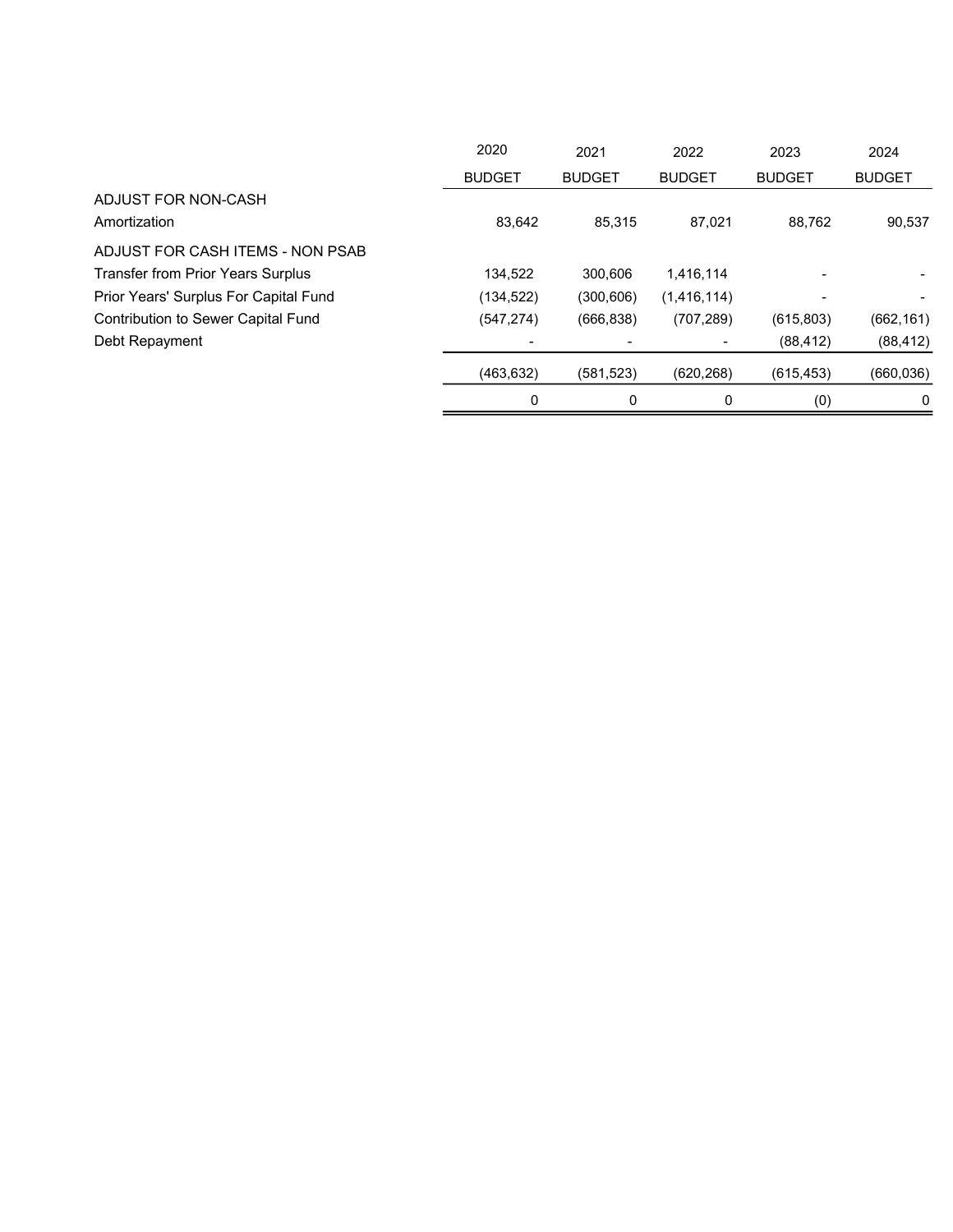| | 2020 BUDGET | 2021 BUDGET | 2022 BUDGET | 2023 BUDGET | 2024 BUDGET |
|---|---|---|---|---|---|
| ADJUST FOR NON-CASH | | | | | |
| Amortization | 83,642 | 85,315 | 87,021 | 88,762 | 90,537 |
| ADJUST FOR CASH ITEMS - NON PSAB | | | | | |
| Transfer from Prior Years Surplus | 134,522 | 300,606 | 1,416,114 | - | - |
| Prior Years' Surplus For Capital Fund | (134,522) | (300,606) | (1,416,114) | - | - |
| Contribution to Sewer Capital Fund | (547,274) | (666,838) | (707,289) | (615,803) | (662,161) |
| Debt Repayment | - | - | - | (88,412) | (88,412) |
| | (463,632) | (581,523) | (620,268) | (615,453) | (660,036) |
| | 0 | 0 | 0 | (0) | 0 |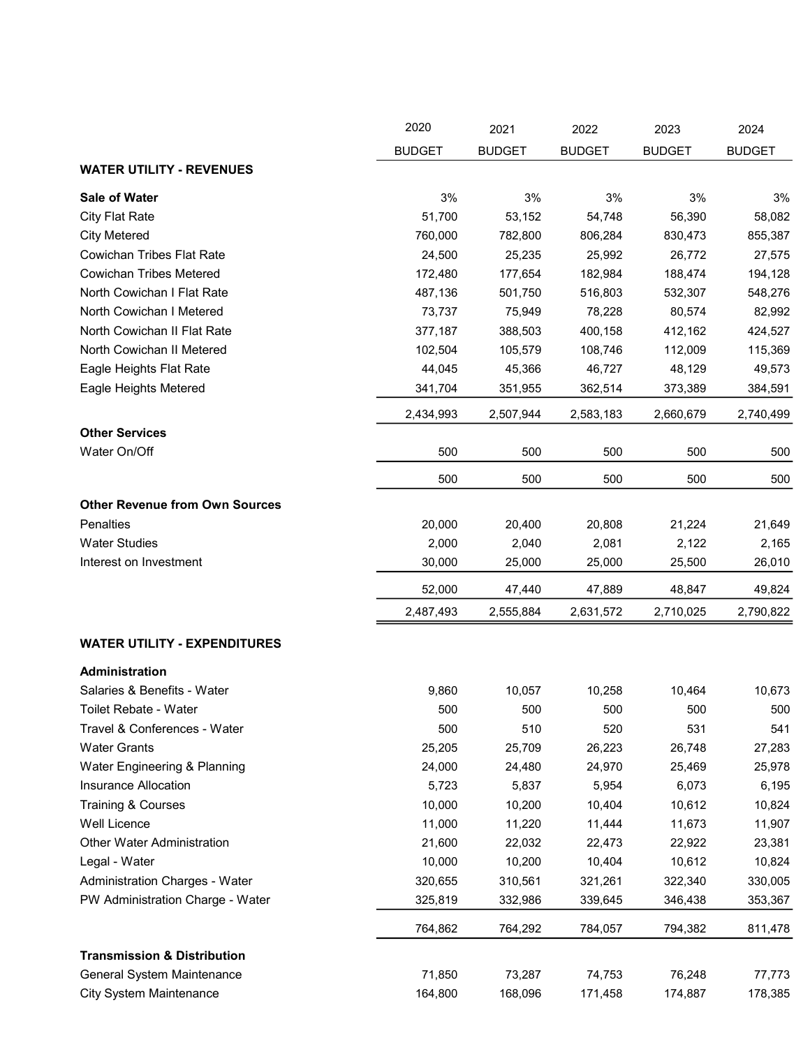| | 2020 BUDGET | 2021 BUDGET | 2022 BUDGET | 2023 BUDGET | 2024 BUDGET |
|---|---|---|---|---|---|
| **WATER UTILITY - REVENUES** | | | | | |
| **Sale of Water** | 3% | 3% | 3% | 3% | 3% |
| City Flat Rate | 51,700 | 53,152 | 54,748 | 56,390 | 58,082 |
| City Metered | 760,000 | 782,800 | 806,284 | 830,473 | 855,387 |
| Cowichan Tribes Flat Rate | 24,500 | 25,235 | 25,992 | 26,772 | 27,575 |
| Cowichan Tribes Metered | 172,480 | 177,654 | 182,984 | 188,474 | 194,128 |
| North Cowichan I Flat Rate | 487,136 | 501,750 | 516,803 | 532,307 | 548,276 |
| North Cowichan I Metered | 73,737 | 75,949 | 78,228 | 80,574 | 82,992 |
| North Cowichan II Flat Rate | 377,187 | 388,503 | 400,158 | 412,162 | 424,527 |
| North Cowichan II Metered | 102,504 | 105,579 | 108,746 | 112,009 | 115,369 |
| Eagle Heights Flat Rate | 44,045 | 45,366 | 46,727 | 48,129 | 49,573 |
| Eagle Heights Metered | 341,704 | 351,955 | 362,514 | 373,389 | 384,591 |
| | 2,434,993 | 2,507,944 | 2,583,183 | 2,660,679 | 2,740,499 |
| **Other Services** | | | | | |
| Water On/Off | 500 | 500 | 500 | 500 | 500 |
| | 500 | 500 | 500 | 500 | 500 |
| **Other Revenue from Own Sources** | | | | | |
| Penalties | 20,000 | 20,400 | 20,808 | 21,224 | 21,649 |
| Water Studies | 2,000 | 2,040 | 2,081 | 2,122 | 2,165 |
| Interest on Investment | 30,000 | 25,000 | 25,000 | 25,500 | 26,010 |
| | 52,000 | 47,440 | 47,889 | 48,847 | 49,824 |
| | 2,487,493 | 2,555,884 | 2,631,572 | 2,710,025 | 2,790,822 |
| **WATER UTILITY - EXPENDITURES** | | | | | |
| **Administration** | | | | | |
| Salaries & Benefits - Water | 9,860 | 10,057 | 10,258 | 10,464 | 10,673 |
| Toilet Rebate - Water | 500 | 500 | 500 | 500 | 500 |
| Travel & Conferences - Water | 500 | 510 | 520 | 531 | 541 |
| Water Grants | 25,205 | 25,709 | 26,223 | 26,748 | 27,283 |
| Water Engineering & Planning | 24,000 | 24,480 | 24,970 | 25,469 | 25,978 |
| Insurance Allocation | 5,723 | 5,837 | 5,954 | 6,073 | 6,195 |
| Training & Courses | 10,000 | 10,200 | 10,404 | 10,612 | 10,824 |
| Well Licence | 11,000 | 11,220 | 11,444 | 11,673 | 11,907 |
| Other Water Administration | 21,600 | 22,032 | 22,473 | 22,922 | 23,381 |
| Legal - Water | 10,000 | 10,200 | 10,404 | 10,612 | 10,824 |
| Administration Charges - Water | 320,655 | 310,561 | 321,261 | 322,340 | 330,005 |
| PW Administration Charge - Water | 325,819 | 332,986 | 339,645 | 346,438 | 353,367 |
| | 764,862 | 764,292 | 784,057 | 794,382 | 811,478 |
| **Transmission & Distribution** | | | | | |
| General System Maintenance | 71,850 | 73,287 | 74,753 | 76,248 | 77,773 |
| City System Maintenance | 164,800 | 168,096 | 171,458 | 174,887 | 178,385 |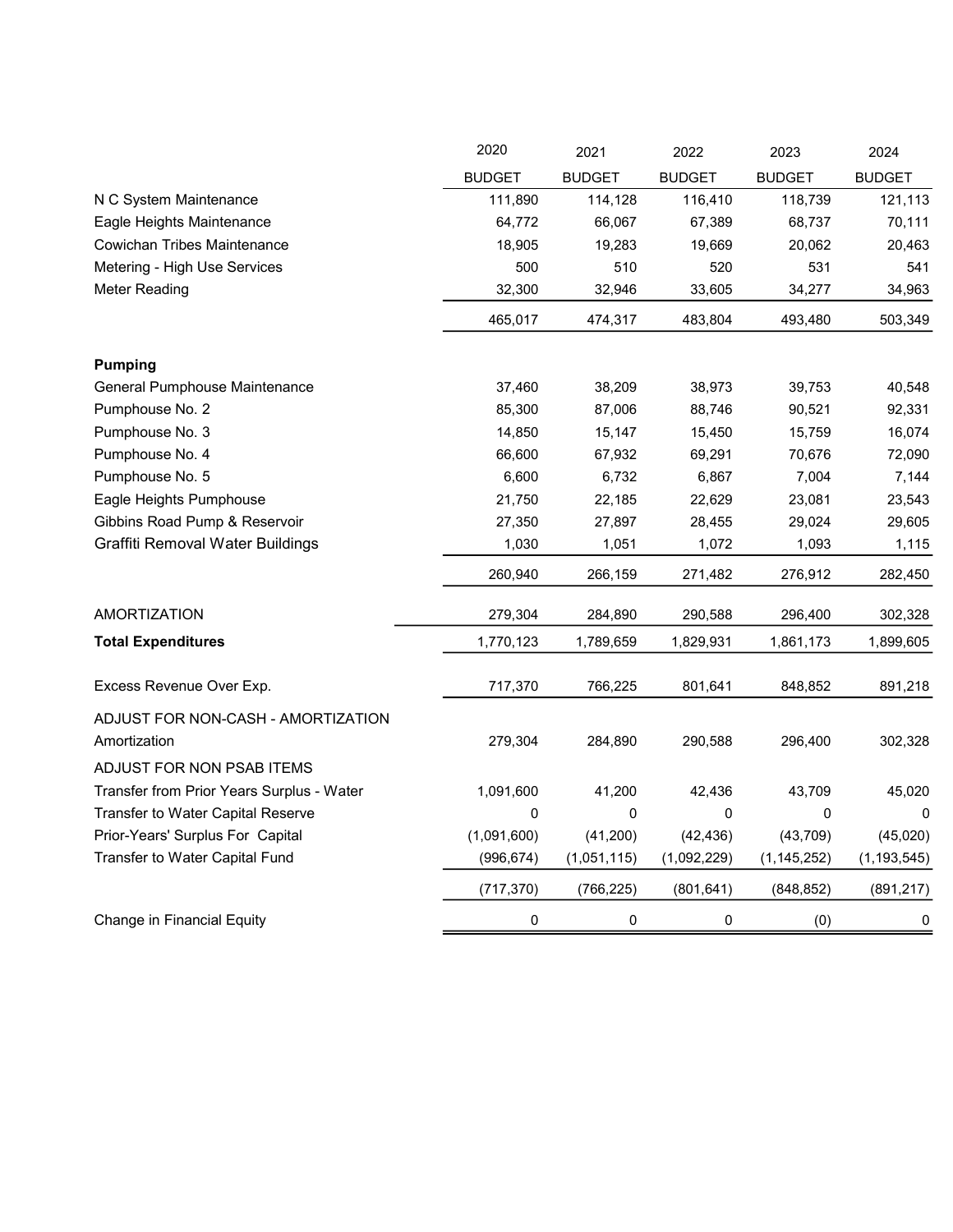| | 2020 BUDGET | 2021 BUDGET | 2022 BUDGET | 2023 BUDGET | 2024 BUDGET |
|---|---|---|---|---|---|
| N C System Maintenance | 111,890 | 114,128 | 116,410 | 118,739 | 121,113 |
| Eagle Heights Maintenance | 64,772 | 66,067 | 67,389 | 68,737 | 70,111 |
| Cowichan Tribes Maintenance | 18,905 | 19,283 | 19,669 | 20,062 | 20,463 |
| Metering - High Use Services | 500 | 510 | 520 | 531 | 541 |
| Meter Reading | 32,300 | 32,946 | 33,605 | 34,277 | 34,963 |
| | 465,017 | 474,317 | 483,804 | 493,480 | 503,349 |
| **Pumping** | | | | | |
| General Pumphouse Maintenance | 37,460 | 38,209 | 38,973 | 39,753 | 40,548 |
| Pumphouse No. 2 | 85,300 | 87,006 | 88,746 | 90,521 | 92,331 |
| Pumphouse No. 3 | 14,850 | 15,147 | 15,450 | 15,759 | 16,074 |
| Pumphouse No. 4 | 66,600 | 67,932 | 69,291 | 70,676 | 72,090 |
| Pumphouse No. 5 | 6,600 | 6,732 | 6,867 | 7,004 | 7,144 |
| Eagle Heights Pumphouse | 21,750 | 22,185 | 22,629 | 23,081 | 23,543 |
| Gibbins Road Pump & Reservoir | 27,350 | 27,897 | 28,455 | 29,024 | 29,605 |
| Graffiti Removal Water Buildings | 1,030 | 1,051 | 1,072 | 1,093 | 1,115 |
| | 260,940 | 266,159 | 271,482 | 276,912 | 282,450 |
| AMORTIZATION | 279,304 | 284,890 | 290,588 | 296,400 | 302,328 |
| **Total Expenditures** | 1,770,123 | 1,789,659 | 1,829,931 | 1,861,173 | 1,899,605 |
| Excess Revenue Over Exp. | 717,370 | 766,225 | 801,641 | 848,852 | 891,218 |
| ADJUST FOR NON-CASH - AMORTIZATION | | | | | |
| Amortization | 279,304 | 284,890 | 290,588 | 296,400 | 302,328 |
| ADJUST FOR NON PSAB ITEMS | | | | | |
| Transfer from Prior Years Surplus - Water | 1,091,600 | 41,200 | 42,436 | 43,709 | 45,020 |
| Transfer to Water Capital Reserve | 0 | 0 | 0 | 0 | 0 |
| Prior-Years' Surplus For Capital | (1,091,600) | (41,200) | (42,436) | (43,709) | (45,020) |
| Transfer to Water Capital Fund | (996,674) | (1,051,115) | (1,092,229) | (1,145,252) | (1,193,545) |
| | (717,370) | (766,225) | (801,641) | (848,852) | (891,217) |
| Change in Financial Equity | 0 | 0 | 0 | (0) | 0 |